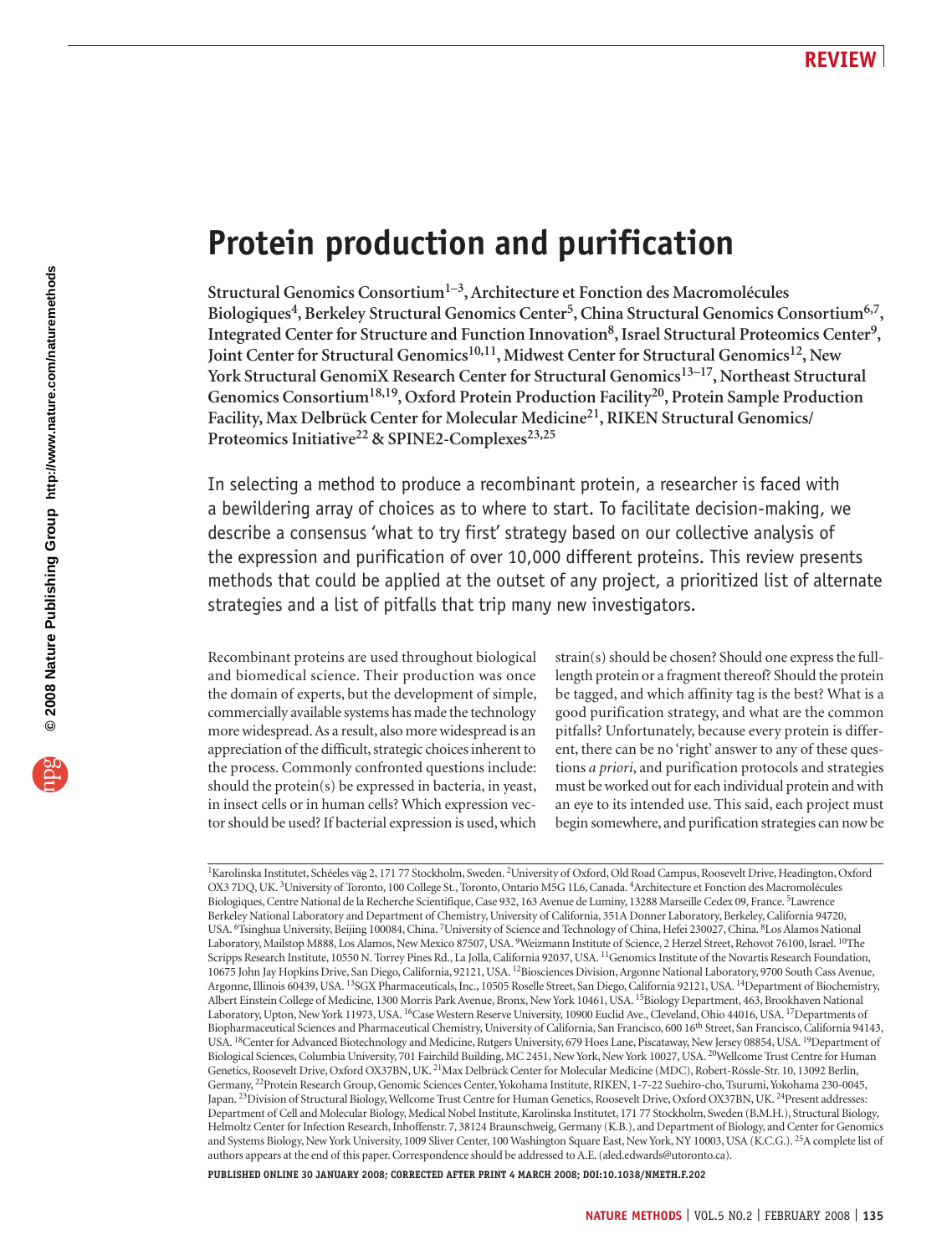# Protein production and purification

**Structural Genomics Consortium[1–3], Architecture et Fonction des Macromolécules Biologiques[4], Berkeley Structural Genomics Center[5], China Structural Genomics Consortium[6,7], Integrated Center for Structure and Function Innovation[8], Israel Structural Proteomics Center[9], Joint Center for Structural Genomics[10,11], Midwest Center for Structural Genomics[12], New York Structural GenomiX Research Center for Structural Genomics[13–17], Northeast Structural Genomics Consortium[18,19], Oxford Protein Production Facility[20], Protein Sample Production Facility, Max Delbrück Center for Molecular Medicine[21], RIKEN Structural Genomics/ Proteomics Initiative[22] & SPINE2-Complexes[23,25]**

In selecting a method to produce a recombinant protein, a researcher is faced with a bewildering array of choices as to where to start. To facilitate decision-making, we describe a consensus 'what to try first' strategy based on our collective analysis of the expression and purification of over 10,000 different proteins. This review presents methods that could be applied at the outset of any project, a prioritized list of alternate strategies and a list of pitfalls that trip many new investigators.

Recombinant proteins are used throughout biological and biomedical science. Their production was once the domain of experts, but the development of simple, commercially available systems has made the technology more widespread. As a result, also more widespread is an appreciation of the difficult, strategic choices inherent to the process. Commonly confronted questions include: should the protein(s) be expressed in bacteria, in yeast, in insect cells or in human cells? Which expression vector should be used? If bacterial expression is used, which strain(s) should be chosen? Should one express the full-length protein or a fragment thereof? Should the protein be tagged, and which affinity tag is the best? What is a good purification strategy, and what are the common pitfalls? Unfortunately, because every protein is different, there can be no 'right' answer to any of these questions *a priori*, and purification protocols and strategies must be worked out for each individual protein and with an eye to its intended use. This said, each project must begin somewhere, and purification strategies can now be

[1]Karolinska Institutet, Schéeles väg 2, 171 77 Stockholm, Sweden. [2]University of Oxford, Old Road Campus, Roosevelt Drive, Headington, Oxford OX3 7DQ, UK. [3]University of Toronto, 100 College St., Toronto, Ontario M5G 1L6, Canada. [4]Architecture et Fonction des Macromolécules Biologiques, Centre National de la Recherche Scientifique, Case 932, 163 Avenue de Luminy, 13288 Marseille Cedex 09, France. [5]Lawrence Berkeley National Laboratory and Department of Chemistry, University of California, 351A Donner Laboratory, Berkeley, California 94720, USA. [6]Tsinghua University, Beijing 100084, China. [7]University of Science and Technology of China, Hefei 230027, China. [8]Los Alamos National Laboratory, Mailstop M888, Los Alamos, New Mexico 87507, USA. [9]Weizmann Institute of Science, 2 Herzel Street, Rehovot 76100, Israel. [10]The Scripps Research Institute, 10550 N. Torrey Pines Rd., La Jolla, California 92037, USA. [11]Genomics Institute of the Novartis Research Foundation, 10675 John Jay Hopkins Drive, San Diego, California, 92121, USA. [12]Biosciences Division, Argonne National Laboratory, 9700 South Cass Avenue, Argonne, Illinois 60439, USA. [13]SGX Pharmaceuticals, Inc., 10505 Roselle Street, San Diego, California 92121, USA. [14]Department of Biochemistry, Albert Einstein College of Medicine, 1300 Morris Park Avenue, Bronx, New York 10461, USA. [15]Biology Department, 463, Brookhaven National Laboratory, Upton, New York 11973, USA. [16]Case Western Reserve University, 10900 Euclid Ave., Cleveland, Ohio 44016, USA. [17]Departments of Biopharmaceutical Sciences and Pharmaceutical Chemistry, University of California, San Francisco, 600 16th Street, San Francisco, California 94143, USA. [18]Center for Advanced Biotechnology and Medicine, Rutgers University, 679 Hoes Lane, Piscataway, New Jersey 08854, USA. [19]Department of Biological Sciences, Columbia University, 701 Fairchild Building, MC 2451, New York, New York 10027, USA. [20]Wellcome Trust Centre for Human Genetics, Roosevelt Drive, Oxford OX37BN, UK. [21]Max Delbrück Center for Molecular Medicine (MDC), Robert-Rössle-Str. 10, 13092 Berlin, Germany, [22]Protein Research Group, Genomic Sciences Center, Yokohama Institute, RIKEN, 1-7-22 Suehiro-cho, Tsurumi, Yokohama 230-0045, Japan. [23]Division of Structural Biology, Wellcome Trust Centre for Human Genetics, Roosevelt Drive, Oxford OX37BN, UK. [24]Present addresses: Department of Cell and Molecular Biology, Medical Nobel Institute, Karolinska Institutet, 171 77 Stockholm, Sweden (B.M.H.), Structural Biology, Helmoltz Center for Infection Research, Inhoffenstr. 7, 38124 Braunschweig, Germany (K.B.), and Department of Biology, and Center for Genomics and Systems Biology, New York University, 1009 Sliver Center, 100 Washington Square East, New York, NY 10003, USA (K.C.G.). [25]A complete list of authors appears at the end of this paper. Correspondence should be addressed to A.E. (aled.edwards@utoronto.ca).

**PUBLISHED ONLINE 30 JANUARY 2008; CORRECTED AFTER PRINT 4 MARCH 2008; DOI:10.1038/NMETH.F.202**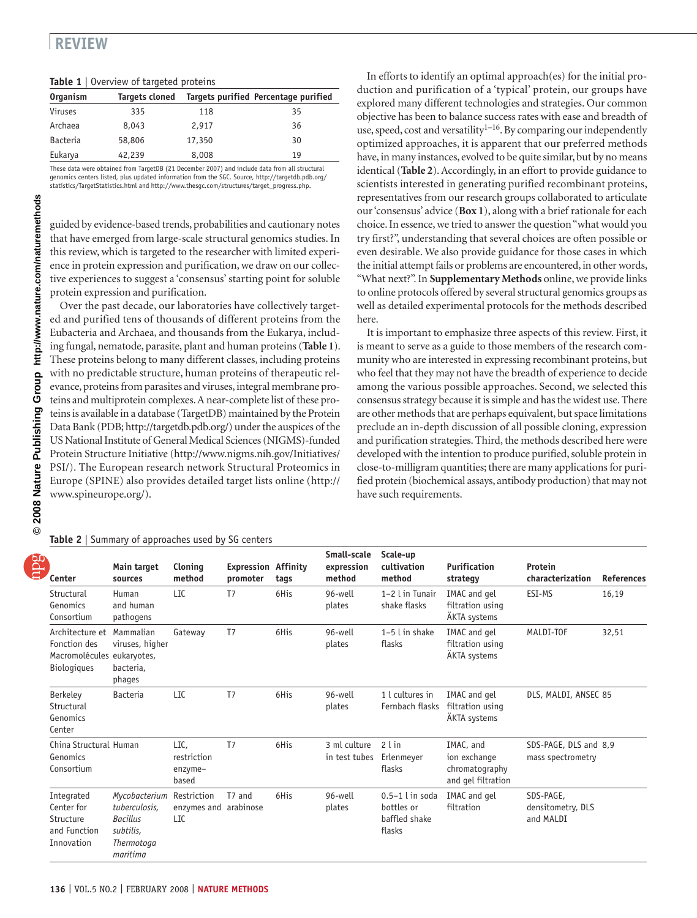**Table 1** | Overview of targeted proteins

| Organism | Targets cloned | Targets purified | Percentage purified |
|---|---|---|---|
| Viruses | 335 | 118 | 35 |
| Archaea | 8,043 | 2,917 | 36 |
| Bacteria | 58,806 | 17,350 | 30 |
| Eukarya | 42,239 | 8,008 | 19 |

These data were obtained from TargetDB (21 December 2007) and include data from all structural genomics centers listed, plus updated information from the SGC. Source, http://targetdb.pdb.org/statistics/TargetStatistics.html and http://www.thesgc.com/structures/target_progress.php.

guided by evidence-based trends, probabilities and cautionary notes that have emerged from large-scale structural genomics studies. In this review, which is targeted to the researcher with limited experience in protein expression and purification, we draw on our collective experiences to suggest a 'consensus' starting point for soluble protein expression and purification.

Over the past decade, our laboratories have collectively targeted and purified tens of thousands of different proteins from the Eubacteria and Archaea, and thousands from the Eukarya, including fungal, nematode, parasite, plant and human proteins (**Table 1**). These proteins belong to many different classes, including proteins with no predictable structure, human proteins of therapeutic relevance, proteins from parasites and viruses, integral membrane proteins and multiprotein complexes. A near-complete list of these proteins is available in a database (TargetDB) maintained by the Protein Data Bank (PDB; http://targetdb.pdb.org/) under the auspices of the US National Institute of General Medical Sciences (NIGMS)-funded Protein Structure Initiative (http://www.nigms.nih.gov/Initiatives/PSI/). The European research network Structural Proteomics in Europe (SPINE) also provides detailed target lists online (http://www.spineurope.org/).

In efforts to identify an optimal approach(es) for the initial production and purification of a 'typical' protein, our groups have explored many different technologies and strategies. Our common objective has been to balance success rates with ease and breadth of use, speed, cost and versatility[1–16]. By comparing our independently optimized approaches, it is apparent that our preferred methods have, in many instances, evolved to be quite similar, but by no means identical (**Table 2**). Accordingly, in an effort to provide guidance to scientists interested in generating purified recombinant proteins, representatives from our research groups collaborated to articulate our 'consensus' advice (**Box 1**), along with a brief rationale for each choice. In essence, we tried to answer the question "what would you try first?", understanding that several choices are often possible or even desirable. We also provide guidance for those cases in which the initial attempt fails or problems are encountered, in other words, "What next?". In **Supplementary Methods** online, we provide links to online protocols offered by several structural genomics groups as well as detailed experimental protocols for the methods described here.

It is important to emphasize three aspects of this review. First, it is meant to serve as a guide to those members of the research community who are interested in expressing recombinant proteins, but who feel that they may not have the breadth of experience to decide among the various possible approaches. Second, we selected this consensus strategy because it is simple and has the widest use. There are other methods that are perhaps equivalent, but space limitations preclude an in-depth discussion of all possible cloning, expression and purification strategies. Third, the methods described here were developed with the intention to produce purified, soluble protein in close-to-milligram quantities; there are many applications for purified protein (biochemical assays, antibody production) that may not have such requirements.

**Table 2** | Summary of approaches used by SG centers

| Center | Main target sources | Cloning method | Expression promoter | Affinity tags | Small-scale expression method | Scale-up cultivation method | Purification strategy | Protein characterization | References |
|---|---|---|---|---|---|---|---|---|---|
| Structural Genomics Consortium | Human and human pathogens | LIC | T7 | 6His | 96-well plates | 1–2 l in Tunair shake flasks | IMAC and gel filtration using ÄKTA systems | ESI-MS | 16,19 |
| Architecture et Fonction des Macromolécules Biologiques | Mammalian viruses, higher eukaryotes, bacteria, phages | Gateway | T7 | 6His | 96-well plates | 1–5 l in shake flasks | IMAC and gel filtration using ÄKTA systems | MALDI-TOF | 32,51 |
| Berkeley Structural Genomics Center | Bacteria | LIC | T7 | 6His | 96-well plates | 1 l cultures in Fernbach flasks | IMAC and gel filtration using ÄKTA systems | DLS, MALDI, ANSEC | 85 |
| China Structural Genomics Consortium | Human | LIC, restriction enzyme–based | T7 | 6His | 3 ml culture in test tubes | 2 l in Erlenmeyer flasks | IMAC, and ion exchange chromatography and gel filtration | SDS-PAGE, DLS and mass spectrometry | 8,9 |
| Integrated Center for Structure and Function Innovation | *Mycobacterium tuberculosis*, *Bacillus subtilis*, *Thermotoga maritima* | Restriction enzymes and LIC | T7 and arabinose | 6His | 96-well plates | 0.5–1 l in soda bottles or baffled shake flasks | IMAC and gel filtration | SDS-PAGE, densitometry, DLS and MALDI | |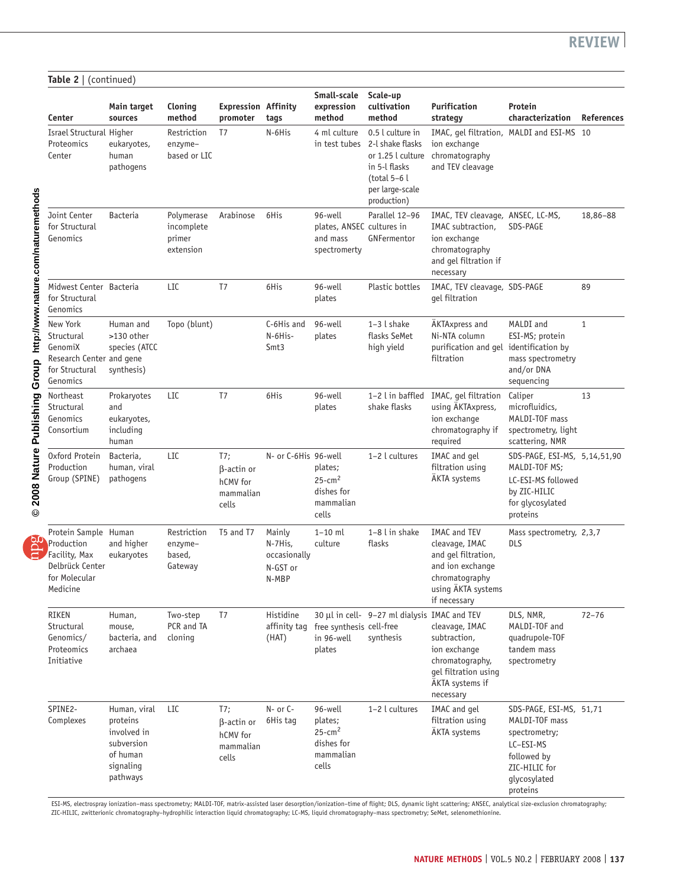**Table 2** | (continued)

| Center | Main target sources | Cloning method | Expression promoter | Affinity tags | Small-scale expression method | Scale-up cultivation method | Purification strategy | Protein characterization | References |
|---|---|---|---|---|---|---|---|---|---|
| Israel Structural Proteomics Center | Higher eukaryotes, human pathogens | Restriction enzyme–based or LIC | T7 | N-6His | 4 ml culture in test tubes | 0.5 l culture in 2-l shake flasks or 1.25 l culture in 5-l flasks (total 5–6 l per large-scale production) | IMAC, gel filtration, ion exchange chromatography and TEV cleavage | MALDI and ESI-MS | 10 |
| Joint Center for Structural Genomics | Bacteria | Polymerase incomplete primer extension | Arabinose | 6His | 96-well plates, ANSEC and mass spectrometry | Parallel 12–96 cultures in GNFermentor | IMAC, TEV cleavage, IMAC subtraction, ion exchange chromatography and gel filtration if necessary | ANSEC, LC-MS, SDS-PAGE | 18,86–88 |
| Midwest Center for Structural Genomics | Bacteria | LIC | T7 | 6His | 96-well plates | Plastic bottles | IMAC, TEV cleavage, gel filtration | SDS-PAGE | 89 |
| New York Structural GenomiX Research Center for Structural Genomics | Human and >130 other species (ATCC and gene synthesis) | Topo (blunt) | | C-6His and N-6His-Smt3 | 96-well plates | 1–3 l shake flasks SeMet high yield | ÄKTAxpress and Ni-NTA column purification and gel filtration | MALDI and ESI-MS; protein identification by mass spectrometry and/or DNA sequencing | 1 |
| Northeast Structural Genomics Consortium | Prokaryotes and eukaryotes, including human | LIC | T7 | 6His | 96-well plates | 1–2 l in baffled shake flasks | IMAC, gel filtration using ÄKTAxpress, ion exchange chromatography if required | Caliper microfluidics, MALDI-TOF mass spectrometry, light scattering, NMR | 13 |
| Oxford Protein Production Group (SPINE) | Bacteria, human, viral pathogens | LIC | T7; β-actin or hCMV for mammalian cells | N- or C-6His | 96-well plates; 25-cm$^2$ dishes for mammalian cells | 1–2 l cultures | IMAC and gel filtration using ÄKTA systems | SDS-PAGE, ESI-MS, MALDI-TOF MS; LC-ESI-MS followed by ZIC-HILIC for glycosylated proteins | 5,14,51,90 |
| Protein Sample Production Facility, Max Delbrück Center for Molecular Medicine | Human and higher eukaryotes | Restriction enzyme–based, Gateway | T5 and T7 | Mainly N-7His, occasionally N-GST or N-MBP | 1–10 ml culture | 1–8 l in shake flasks | IMAC and TEV cleavage, IMAC and gel filtration, and ion exchange chromatography using ÄKTA systems if necessary | Mass spectrometry, DLS | 2,3,7 |
| RIKEN Structural Genomics/Proteomics Initiative | Human, mouse, bacteria, and archaea | Two-step PCR and TA cloning | T7 | Histidine affinity tag (HAT) | 30 μl in cell-free synthesis in 96-well plates | 9–27 ml dialysis cell-free synthesis | IMAC and TEV cleavage, IMAC subtraction, ion exchange chromatography, gel filtration using ÄKTA systems if necessary | DLS, NMR, MALDI-TOF and quadrupole-TOF tandem mass spectrometry | 72–76 |
| SPINE2-Complexes | Human, viral proteins involved in subversion of human signaling pathways | LIC | T7; β-actin or hCMV for mammalian cells | N- or C-6His tag | 96-well plates; 25-cm$^2$ dishes for mammalian cells | 1–2 l cultures | IMAC and gel filtration using ÄKTA systems | SDS-PAGE, ESI-MS, MALDI-TOF mass spectrometry; LC–ESI-MS followed by ZIC-HILIC for glycosylated proteins | 51,71 |

ESI-MS, electrospray ionization–mass spectrometry; MALDI-TOF, matrix-assisted laser desorption/ionization–time of flight; DLS, dynamic light scattering; ANSEC, analytical size-exclusion chromatography; ZIC-HILIC, zwitterionic chromatography–hydrophilic interaction liquid chromatography; LC-MS, liquid chromatography–mass spectrometry; SeMet, selenomethionine.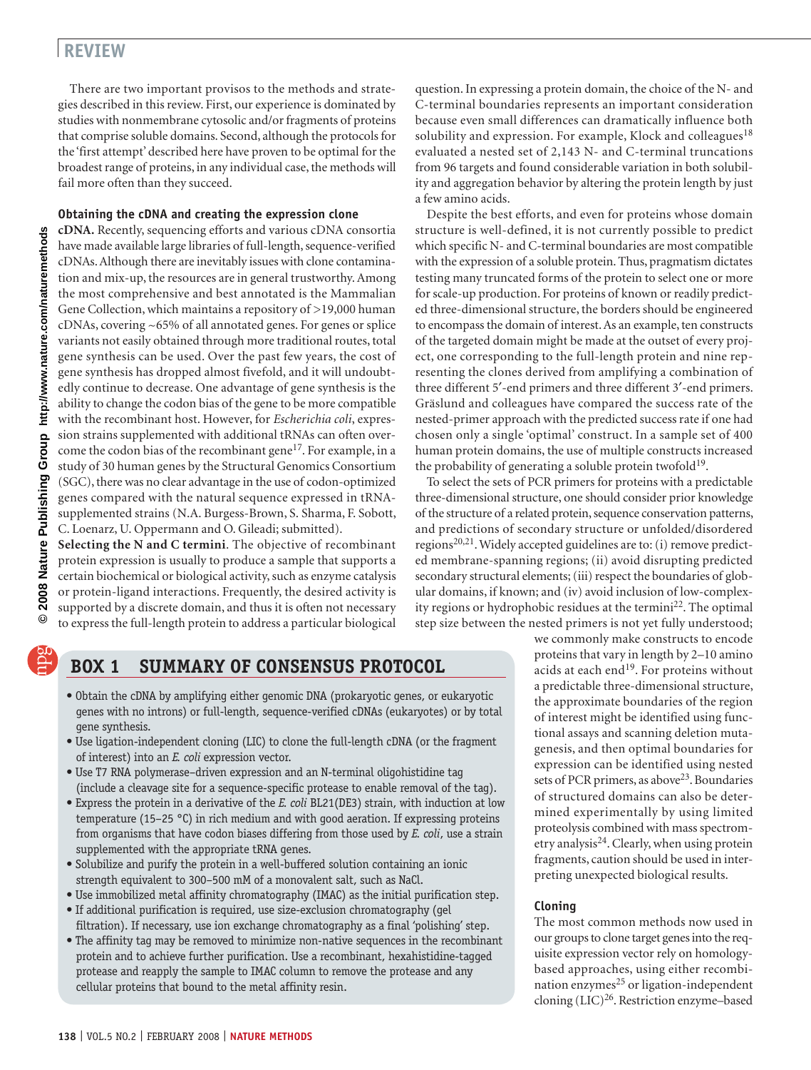There are two important provisos to the methods and strategies described in this review. First, our experience is dominated by studies with nonmembrane cytosolic and/or fragments of proteins that comprise soluble domains. Second, although the protocols for the 'first attempt' described here have proven to be optimal for the broadest range of proteins, in any individual case, the methods will fail more often than they succeed.

### Obtaining the cDNA and creating the expression clone

**cDNA.** Recently, sequencing efforts and various cDNA consortia have made available large libraries of full-length, sequence-verified cDNAs. Although there are inevitably issues with clone contamination and mix-up, the resources are in general trustworthy. Among the most comprehensive and best annotated is the Mammalian Gene Collection, which maintains a repository of >19,000 human cDNAs, covering ~65% of all annotated genes. For genes or splice variants not easily obtained through more traditional routes, total gene synthesis can be used. Over the past few years, the cost of gene synthesis has dropped almost fivefold, and it will undoubtedly continue to decrease. One advantage of gene synthesis is the ability to change the codon bias of the gene to be more compatible with the recombinant host. However, for *Escherichia coli*, expression strains supplemented with additional tRNAs can often overcome the codon bias of the recombinant gene[17]. For example, in a study of 30 human genes by the Structural Genomics Consortium (SGC), there was no clear advantage in the use of codon-optimized genes compared with the natural sequence expressed in tRNA-supplemented strains (N.A. Burgess-Brown, S. Sharma, F. Sobott, C. Loenarz, U. Oppermann and O. Gileadi; submitted).

**Selecting the N and C termini**. The objective of recombinant protein expression is usually to produce a sample that supports a certain biochemical or biological activity, such as enzyme catalysis or protein-ligand interactions. Frequently, the desired activity is supported by a discrete domain, and thus it is often not necessary to express the full-length protein to address a particular biological question. In expressing a protein domain, the choice of the N- and C-terminal boundaries represents an important consideration because even small differences can dramatically influence both solubility and expression. For example, Klock and colleagues[18] evaluated a nested set of 2,143 N- and C-terminal truncations from 96 targets and found considerable variation in both solubility and aggregation behavior by altering the protein length by just a few amino acids.

Despite the best efforts, and even for proteins whose domain structure is well-defined, it is not currently possible to predict which specific N- and C-terminal boundaries are most compatible with the expression of a soluble protein. Thus, pragmatism dictates testing many truncated forms of the protein to select one or more for scale-up production. For proteins of known or readily predicted three-dimensional structure, the borders should be engineered to encompass the domain of interest. As an example, ten constructs of the targeted domain might be made at the outset of every project, one corresponding to the full-length protein and nine representing the clones derived from amplifying a combination of three different 5′-end primers and three different 3′-end primers. Gräslund and colleagues have compared the success rate of the nested-primer approach with the predicted success rate if one had chosen only a single 'optimal' construct. In a sample set of 400 human protein domains, the use of multiple constructs increased the probability of generating a soluble protein twofold[19].

To select the sets of PCR primers for proteins with a predictable three-dimensional structure, one should consider prior knowledge of the structure of a related protein, sequence conservation patterns, and predictions of secondary structure or unfolded/disordered regions[20,21]. Widely accepted guidelines are to: (i) remove predicted membrane-spanning regions; (ii) avoid disrupting predicted secondary structural elements; (iii) respect the boundaries of globular domains, if known; and (iv) avoid inclusion of low-complexity regions or hydrophobic residues at the termini[22]. The optimal step size between the nested primers is not yet fully understood; we commonly make constructs to encode proteins that vary in length by 2–10 amino acids at each end[19]. For proteins without a predictable three-dimensional structure, the approximate boundaries of the region of interest might be identified using functional assays and scanning deletion mutagenesis, and then optimal boundaries for expression can be identified using nested sets of PCR primers, as above[23]. Boundaries of structured domains can also be determined experimentally by using limited proteolysis combined with mass spectrometry analysis[24]. Clearly, when using protein fragments, caution should be used in interpreting unexpected biological results.

### BOX 1 SUMMARY OF CONSENSUS PROTOCOL

- Obtain the cDNA by amplifying either genomic DNA (prokaryotic genes, or eukaryotic genes with no introns) or full-length, sequence-verified cDNAs (eukaryotes) or by total gene synthesis.
- Use ligation-independent cloning (LIC) to clone the full-length cDNA (or the fragment of interest) into an *E. coli* expression vector.
- Use T7 RNA polymerase–driven expression and an N-terminal oligohistidine tag (include a cleavage site for a sequence-specific protease to enable removal of the tag).
- Express the protein in a derivative of the *E. coli* BL21(DE3) strain, with induction at low temperature (15–25 °C) in rich medium and with good aeration. If expressing proteins from organisms that have codon biases differing from those used by *E. coli*, use a strain supplemented with the appropriate tRNA genes.
- Solubilize and purify the protein in a well-buffered solution containing an ionic strength equivalent to 300–500 mM of a monovalent salt, such as NaCl.
- Use immobilized metal affinity chromatography (IMAC) as the initial purification step.
- If additional purification is required, use size-exclusion chromatography (gel filtration). If necessary, use ion exchange chromatography as a final 'polishing' step.
- The affinity tag may be removed to minimize non-native sequences in the recombinant protein and to achieve further purification. Use a recombinant, hexahistidine-tagged protease and reapply the sample to IMAC column to remove the protease and any cellular proteins that bound to the metal affinity resin.

### Cloning

The most common methods now used in our groups to clone target genes into the requisite expression vector rely on homology-based approaches, using either recombination enzymes[25] or ligation-independent cloning (LIC)[26]. Restriction enzyme–based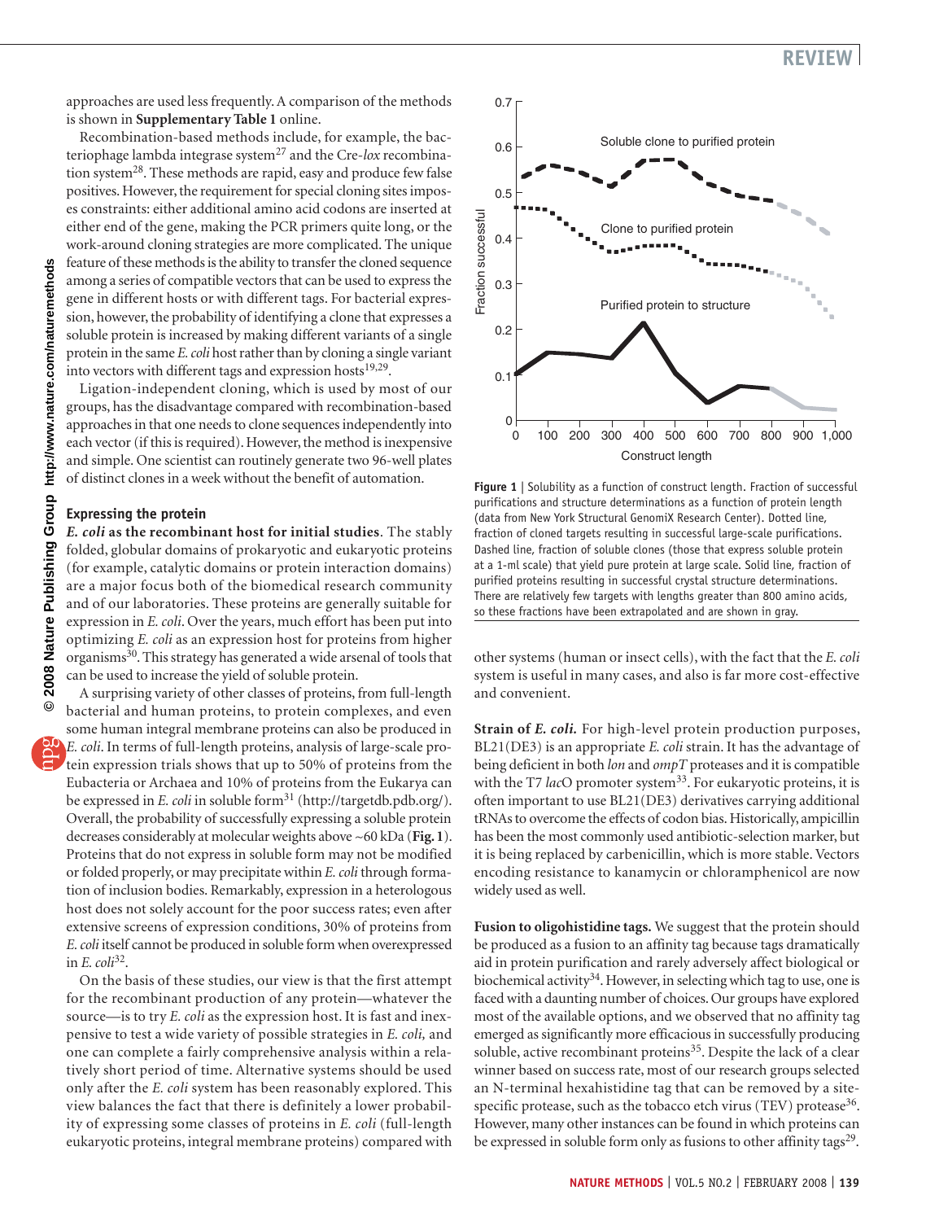approaches are used less frequently. A comparison of the methods is shown in **Supplementary Table 1** online.

Recombination-based methods include, for example, the bacteriophage lambda integrase system[27] and the Cre-*lox* recombination system[28]. These methods are rapid, easy and produce few false positives. However, the requirement for special cloning sites imposes constraints: either additional amino acid codons are inserted at either end of the gene, making the PCR primers quite long, or the work-around cloning strategies are more complicated. The unique feature of these methods is the ability to transfer the cloned sequence among a series of compatible vectors that can be used to express the gene in different hosts or with different tags. For bacterial expression, however, the probability of identifying a clone that expresses a soluble protein is increased by making different variants of a single protein in the same *E. coli* host rather than by cloning a single variant into vectors with different tags and expression hosts[19,29].

Ligation-independent cloning, which is used by most of our groups, has the disadvantage compared with recombination-based approaches in that one needs to clone sequences independently into each vector (if this is required). However, the method is inexpensive and simple. One scientist can routinely generate two 96-well plates of distinct clones in a week without the benefit of automation.

## Expressing the protein

***E. coli* as the recombinant host for initial studies**. The stably folded, globular domains of prokaryotic and eukaryotic proteins (for example, catalytic domains or protein interaction domains) are a major focus both of the biomedical research community and of our laboratories. These proteins are generally suitable for expression in *E. coli*. Over the years, much effort has been put into optimizing *E. coli* as an expression host for proteins from higher organisms[30]. This strategy has generated a wide arsenal of tools that can be used to increase the yield of soluble protein.

A surprising variety of other classes of proteins, from full-length bacterial and human proteins, to protein complexes, and even some human integral membrane proteins can also be produced in *E. coli*. In terms of full-length proteins, analysis of large-scale protein expression trials shows that up to 50% of proteins from the Eubacteria or Archaea and 10% of proteins from the Eukarya can be expressed in *E. coli* in soluble form[31] (http://targetdb.pdb.org/). Overall, the probability of successfully expressing a soluble protein decreases considerably at molecular weights above ~60 kDa (**Fig. 1**). Proteins that do not express in soluble form may not be modified or folded properly, or may precipitate within *E. coli* through formation of inclusion bodies. Remarkably, expression in a heterologous host does not solely account for the poor success rates; even after extensive screens of expression conditions, 30% of proteins from *E. coli* itself cannot be produced in soluble form when overexpressed in *E. coli*[32].

On the basis of these studies, our view is that the first attempt for the recombinant production of any protein—whatever the source—is to try *E. coli* as the expression host. It is fast and inexpensive to test a wide variety of possible strategies in *E. coli,* and one can complete a fairly comprehensive analysis within a relatively short period of time. Alternative systems should be used only after the *E. coli* system has been reasonably explored. This view balances the fact that there is definitely a lower probability of expressing some classes of proteins in *E. coli* (full-length eukaryotic proteins, integral membrane proteins) compared with other systems (human or insect cells), with the fact that the *E. coli* system is useful in many cases, and also is far more cost-effective and convenient.

Fraction successful
0.7
0.6
0.5
0.4
0.3
0.2
0.1
0
Soluble clone to purified protein
Clone to purified protein
Purified protein to structure
0 100 200 300 400 500 600 700 800 900 1,000
Construct length

**Figure 1** | Solubility as a function of construct length. Fraction of successful purifications and structure determinations as a function of protein length (data from New York Structural GenomiX Research Center). Dotted line, fraction of cloned targets resulting in successful large-scale purifications. Dashed line, fraction of soluble clones (those that express soluble protein at a 1-ml scale) that yield pure protein at large scale. Solid line, fraction of purified proteins resulting in successful crystal structure determinations. There are relatively few targets with lengths greater than 800 amino acids, so these fractions have been extrapolated and are shown in gray.

**Strain of *E. coli.*** For high-level protein production purposes, BL21(DE3) is an appropriate *E. coli* strain. It has the advantage of being deficient in both *lon* and *ompT* proteases and it is compatible with the T7 *lac*O promoter system[33]. For eukaryotic proteins, it is often important to use BL21(DE3) derivatives carrying additional tRNAs to overcome the effects of codon bias. Historically, ampicillin has been the most commonly used antibiotic-selection marker, but it is being replaced by carbenicillin, which is more stable. Vectors encoding resistance to kanamycin or chloramphenicol are now widely used as well.

**Fusion to oligohistidine tags.** We suggest that the protein should be produced as a fusion to an affinity tag because tags dramatically aid in protein purification and rarely adversely affect biological or biochemical activity[34]. However, in selecting which tag to use, one is faced with a daunting number of choices. Our groups have explored most of the available options, and we observed that no affinity tag emerged as significantly more efficacious in successfully producing soluble, active recombinant proteins[35]. Despite the lack of a clear winner based on success rate, most of our research groups selected an N-terminal hexahistidine tag that can be removed by a site-specific protease, such as the tobacco etch virus (TEV) protease[36]. However, many other instances can be found in which proteins can be expressed in soluble form only as fusions to other affinity tags[29].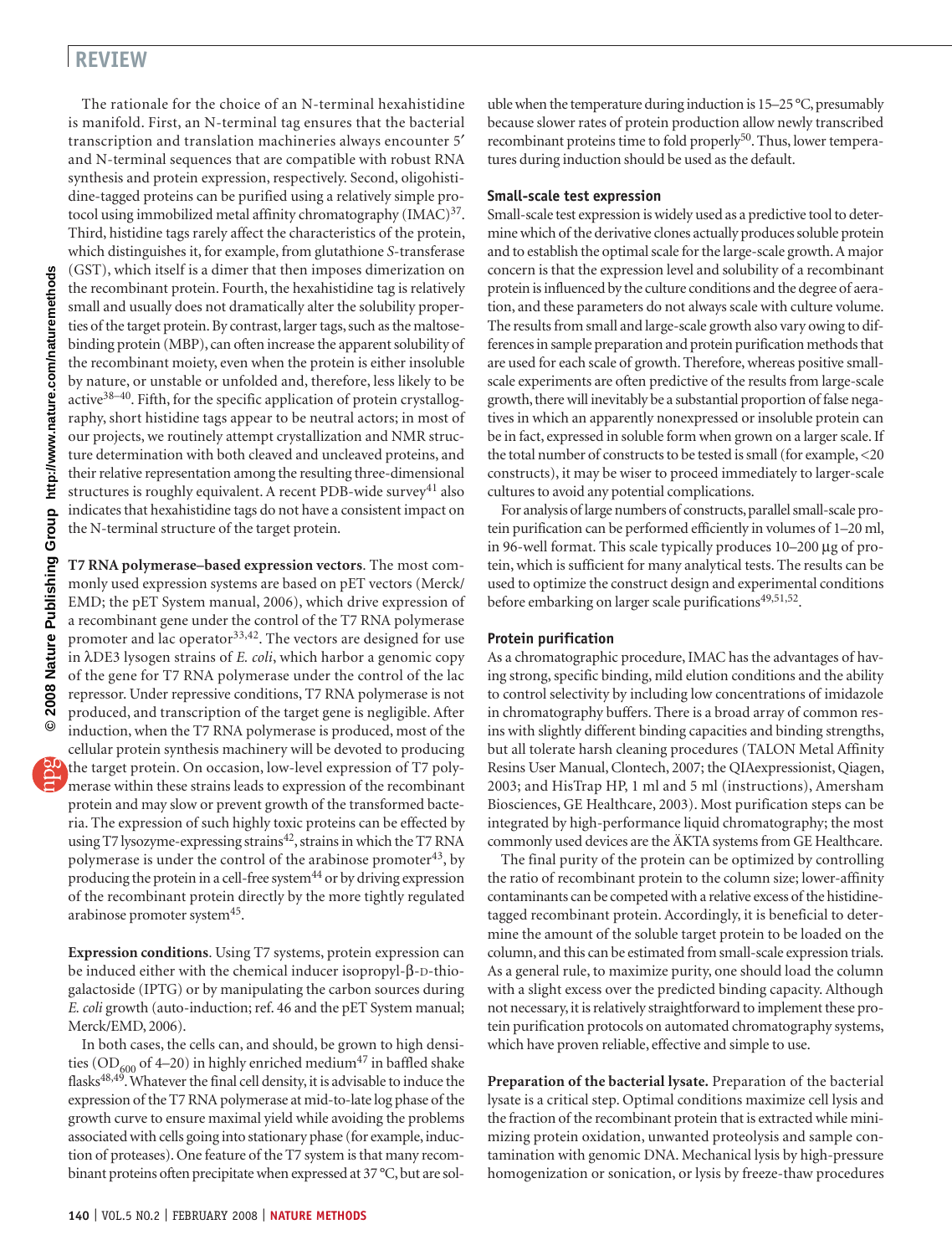The rationale for the choice of an N-terminal hexahistidine is manifold. First, an N-terminal tag ensures that the bacterial transcription and translation machineries always encounter 5′ and N-terminal sequences that are compatible with robust RNA synthesis and protein expression, respectively. Second, oligohistidine-tagged proteins can be purified using a relatively simple protocol using immobilized metal affinity chromatography (IMAC)[37]. Third, histidine tags rarely affect the characteristics of the protein, which distinguishes it, for example, from glutathione *S*-transferase (GST), which itself is a dimer that then imposes dimerization on the recombinant protein. Fourth, the hexahistidine tag is relatively small and usually does not dramatically alter the solubility properties of the target protein. By contrast, larger tags, such as the maltose-binding protein (MBP), can often increase the apparent solubility of the recombinant moiety, even when the protein is either insoluble by nature, or unstable or unfolded and, therefore, less likely to be active[38–40]. Fifth, for the specific application of protein crystallography, short histidine tags appear to be neutral actors; in most of our projects, we routinely attempt crystallization and NMR structure determination with both cleaved and uncleaved proteins, and their relative representation among the resulting three-dimensional structures is roughly equivalent. A recent PDB-wide survey[41] also indicates that hexahistidine tags do not have a consistent impact on the N-terminal structure of the target protein.

**T7 RNA polymerase–based expression vectors**. The most commonly used expression systems are based on pET vectors (Merck/EMD; the pET System manual, 2006), which drive expression of a recombinant gene under the control of the T7 RNA polymerase promoter and lac operator[33,42]. The vectors are designed for use in λDE3 lysogen strains of *E. coli*, which harbor a genomic copy of the gene for T7 RNA polymerase under the control of the lac repressor. Under repressive conditions, T7 RNA polymerase is not produced, and transcription of the target gene is negligible. After induction, when the T7 RNA polymerase is produced, most of the cellular protein synthesis machinery will be devoted to producing the target protein. On occasion, low-level expression of T7 polymerase within these strains leads to expression of the recombinant protein and may slow or prevent growth of the transformed bacteria. The expression of such highly toxic proteins can be effected by using T7 lysozyme-expressing strains[42], strains in which the T7 RNA polymerase is under the control of the arabinose promoter[43], by producing the protein in a cell-free system[44] or by driving expression of the recombinant protein directly by the more tightly regulated arabinose promoter system[45].

**Expression conditions**. Using T7 systems, protein expression can be induced either with the chemical inducer isopropyl-β-D-thiogalactoside (IPTG) or by manipulating the carbon sources during *E. coli* growth (auto-induction; ref. 46 and the pET System manual; Merck/EMD, 2006).

In both cases, the cells can, and should, be grown to high densities ($OD_{600}$ of 4–20) in highly enriched medium[47] in baffled shake flasks[48,49]. Whatever the final cell density, it is advisable to induce the expression of the T7 RNA polymerase at mid-to-late log phase of the growth curve to ensure maximal yield while avoiding the problems associated with cells going into stationary phase (for example, induction of proteases). One feature of the T7 system is that many recombinant proteins often precipitate when expressed at 37 °C, but are soluble when the temperature during induction is 15–25 °C, presumably because slower rates of protein production allow newly transcribed recombinant proteins time to fold properly[50]. Thus, lower temperatures during induction should be used as the default.

### Small-scale test expression

Small-scale test expression is widely used as a predictive tool to determine which of the derivative clones actually produces soluble protein and to establish the optimal scale for the large-scale growth. A major concern is that the expression level and solubility of a recombinant protein is influenced by the culture conditions and the degree of aeration, and these parameters do not always scale with culture volume. The results from small and large-scale growth also vary owing to differences in sample preparation and protein purification methods that are used for each scale of growth. Therefore, whereas positive small-scale experiments are often predictive of the results from large-scale growth, there will inevitably be a substantial proportion of false negatives in which an apparently nonexpressed or insoluble protein can be in fact, expressed in soluble form when grown on a larger scale. If the total number of constructs to be tested is small (for example, <20 constructs), it may be wiser to proceed immediately to larger-scale cultures to avoid any potential complications.

For analysis of large numbers of constructs, parallel small-scale protein purification can be performed efficiently in volumes of 1–20 ml, in 96-well format. This scale typically produces 10–200 μg of protein, which is sufficient for many analytical tests. The results can be used to optimize the construct design and experimental conditions before embarking on larger scale purifications[49,51,52].

### Protein purification

As a chromatographic procedure, IMAC has the advantages of having strong, specific binding, mild elution conditions and the ability to control selectivity by including low concentrations of imidazole in chromatography buffers. There is a broad array of common resins with slightly different binding capacities and binding strengths, but all tolerate harsh cleaning procedures (TALON Metal Affinity Resins User Manual, Clontech, 2007; the QIAexpressionist, Qiagen, 2003; and HisTrap HP, 1 ml and 5 ml (instructions), Amersham Biosciences, GE Healthcare, 2003). Most purification steps can be integrated by high-performance liquid chromatography; the most commonly used devices are the ÄKTA systems from GE Healthcare.

The final purity of the protein can be optimized by controlling the ratio of recombinant protein to the column size; lower-affinity contaminants can be competed with a relative excess of the histidine-tagged recombinant protein. Accordingly, it is beneficial to determine the amount of the soluble target protein to be loaded on the column, and this can be estimated from small-scale expression trials. As a general rule, to maximize purity, one should load the column with a slight excess over the predicted binding capacity. Although not necessary, it is relatively straightforward to implement these protein purification protocols on automated chromatography systems, which have proven reliable, effective and simple to use.

**Preparation of the bacterial lysate.** Preparation of the bacterial lysate is a critical step. Optimal conditions maximize cell lysis and the fraction of the recombinant protein that is extracted while minimizing protein oxidation, unwanted proteolysis and sample contamination with genomic DNA. Mechanical lysis by high-pressure homogenization or sonication, or lysis by freeze-thaw procedures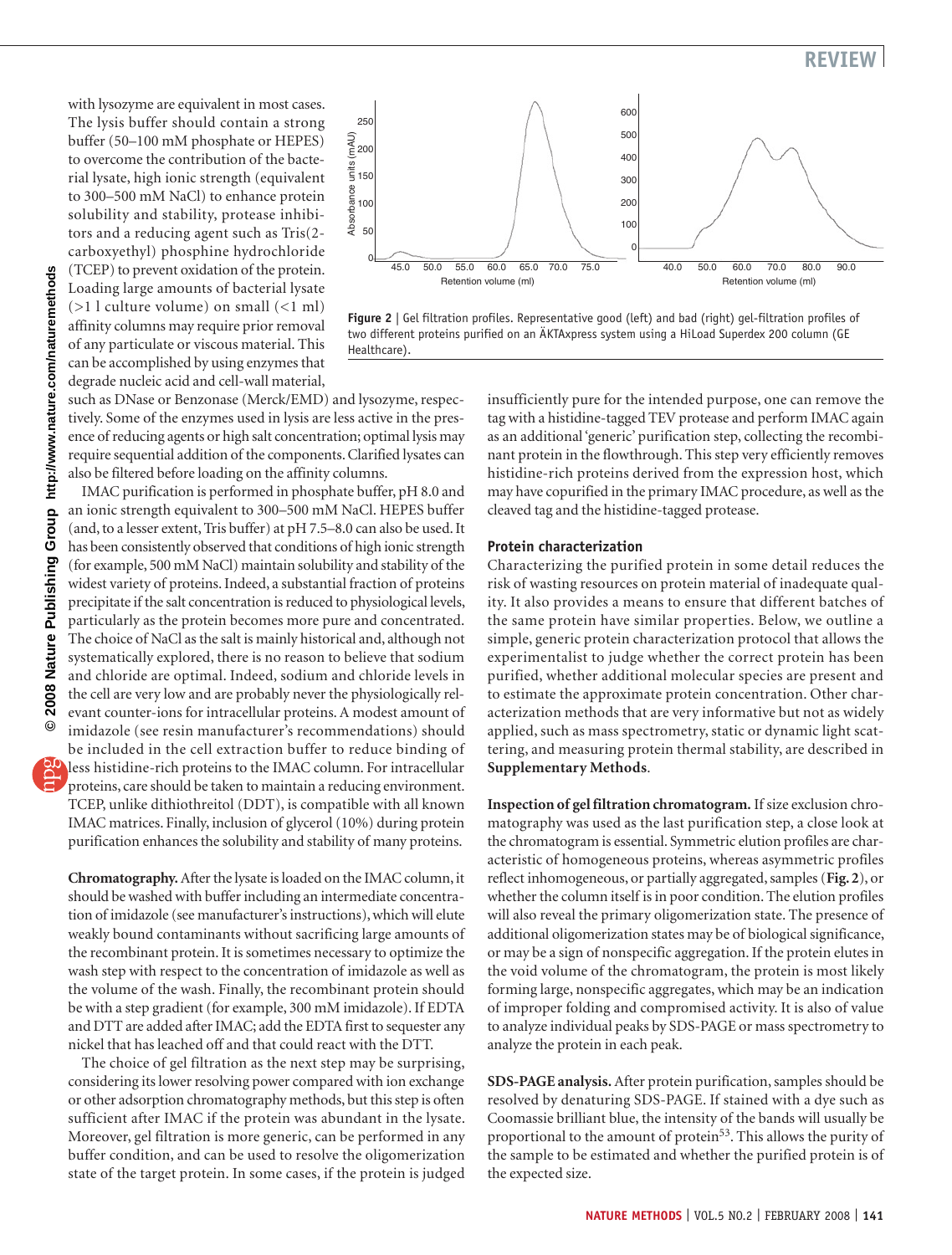with lysozyme are equivalent in most cases. The lysis buffer should contain a strong buffer (50–100 mM phosphate or HEPES) to overcome the contribution of the bacterial lysate, high ionic strength (equivalent to 300–500 mM NaCl) to enhance protein solubility and stability, protease inhibitors and a reducing agent such as Tris(2-carboxyethyl) phosphine hydrochloride (TCEP) to prevent oxidation of the protein. Loading large amounts of bacterial lysate (>1 l culture volume) on small (<1 ml) affinity columns may require prior removal of any particulate or viscous material. This can be accomplished by using enzymes that degrade nucleic acid and cell-wall material, such as DNase or Benzonase (Merck/EMD) and lysozyme, respectively. Some of the enzymes used in lysis are less active in the presence of reducing agents or high salt concentration; optimal lysis may require sequential addition of the components. Clarified lysates can also be filtered before loading on the affinity columns.

IMAC purification is performed in phosphate buffer, pH 8.0 and an ionic strength equivalent to 300–500 mM NaCl. HEPES buffer (and, to a lesser extent, Tris buffer) at pH 7.5–8.0 can also be used. It has been consistently observed that conditions of high ionic strength (for example, 500 mM NaCl) maintain solubility and stability of the widest variety of proteins. Indeed, a substantial fraction of proteins precipitate if the salt concentration is reduced to physiological levels, particularly as the protein becomes more pure and concentrated. The choice of NaCl as the salt is mainly historical and, although not systematically explored, there is no reason to believe that sodium and chloride are optimal. Indeed, sodium and chloride levels in the cell are very low and are probably never the physiologically relevant counter-ions for intracellular proteins. A modest amount of imidazole (see resin manufacturer's recommendations) should be included in the cell extraction buffer to reduce binding of less histidine-rich proteins to the IMAC column. For intracellular proteins, care should be taken to maintain a reducing environment. TCEP, unlike dithiothreitol (DDT), is compatible with all known IMAC matrices. Finally, inclusion of glycerol (10%) during protein purification enhances the solubility and stability of many proteins.

**Chromatography.** After the lysate is loaded on the IMAC column, it should be washed with buffer including an intermediate concentration of imidazole (see manufacturer's instructions), which will elute weakly bound contaminants without sacrificing large amounts of the recombinant protein. It is sometimes necessary to optimize the wash step with respect to the concentration of imidazole as well as the volume of the wash. Finally, the recombinant protein should be with a step gradient (for example, 300 mM imidazole). If EDTA and DTT are added after IMAC; add the EDTA first to sequester any nickel that has leached off and that could react with the DTT.

The choice of gel filtration as the next step may be surprising, considering its lower resolving power compared with ion exchange or other adsorption chromatography methods, but this step is often sufficient after IMAC if the protein was abundant in the lysate. Moreover, gel filtration is more generic, can be performed in any buffer condition, and can be used to resolve the oligomerization state of the target protein. In some cases, if the protein is judged insufficiently pure for the intended purpose, one can remove the tag with a histidine-tagged TEV protease and perform IMAC again as an additional 'generic' purification step, collecting the recombinant protein in the flowthrough. This step very efficiently removes histidine-rich proteins derived from the expression host, which may have copurified in the primary IMAC procedure, as well as the cleaved tag and the histidine-tagged protease.

**Figure 2** | Gel filtration profiles. Representative good (left) and bad (right) gel-filtration profiles of two different proteins purified on an ÄKTAxpress system using a HiLoad Superdex 200 column (GE Healthcare).

## Protein characterization

Characterizing the purified protein in some detail reduces the risk of wasting resources on protein material of inadequate quality. It also provides a means to ensure that different batches of the same protein have similar properties. Below, we outline a simple, generic protein characterization protocol that allows the experimentalist to judge whether the correct protein has been purified, whether additional molecular species are present and to estimate the approximate protein concentration. Other characterization methods that are very informative but not as widely applied, such as mass spectrometry, static or dynamic light scattering, and measuring protein thermal stability, are described in **Supplementary Methods**.

**Inspection of gel filtration chromatogram.** If size exclusion chromatography was used as the last purification step, a close look at the chromatogram is essential. Symmetric elution profiles are characteristic of homogeneous proteins, whereas asymmetric profiles reflect inhomogeneous, or partially aggregated, samples (**Fig. 2**), or whether the column itself is in poor condition. The elution profiles will also reveal the primary oligomerization state. The presence of additional oligomerization states may be of biological significance, or may be a sign of nonspecific aggregation. If the protein elutes in the void volume of the chromatogram, the protein is most likely forming large, nonspecific aggregates, which may be an indication of improper folding and compromised activity. It is also of value to analyze individual peaks by SDS-PAGE or mass spectrometry to analyze the protein in each peak.

**SDS-PAGE analysis.** After protein purification, samples should be resolved by denaturing SDS-PAGE. If stained with a dye such as Coomassie brilliant blue, the intensity of the bands will usually be proportional to the amount of protein[53]. This allows the purity of the sample to be estimated and whether the purified protein is of the expected size.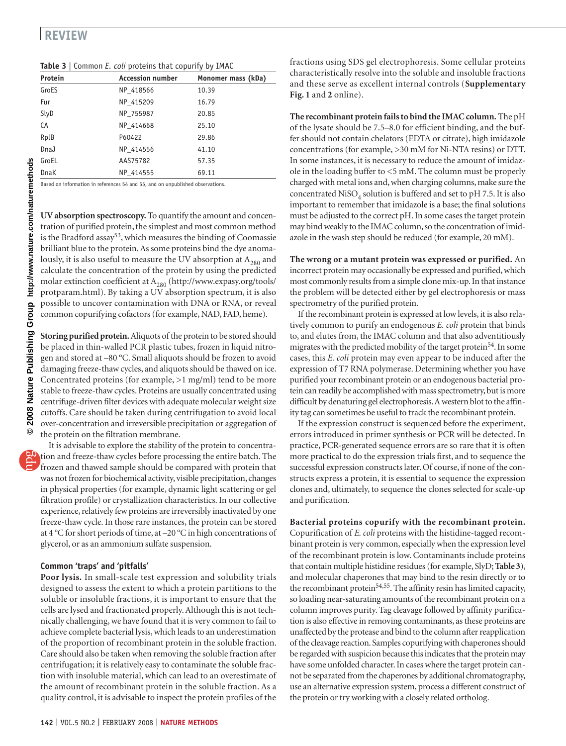**Table 3** | Common *E. coli* proteins that copurify by IMAC

| Protein | Accession number | Monomer mass (kDa) |
|---|---|---|
| GroES | NP_418566 | 10.39 |
| Fur | NP_415209 | 16.79 |
| SlyD | NP_755987 | 20.85 |
| CA | NP_414668 | 25.10 |
| RplB | P60422 | 29.86 |
| DnaJ | NP_414556 | 41.10 |
| GroEL | AAS75782 | 57.35 |
| DnaK | NP_414555 | 69.11 |

Based on information in references 54 and 55, and on unpublished observations.

**UV absorption spectroscopy.** To quantify the amount and concentration of purified protein, the simplest and most common method is the Bradford assay[53], which measures the binding of Coomassie brilliant blue to the protein. As some proteins bind the dye anomalously, it is also useful to measure the UV absorption at $A_{280}$ and calculate the concentration of the protein by using the predicted molar extinction coefficient at $A_{280}$ (http://www.expasy.org/tools/protparam.html). By taking a UV absorption spectrum, it is also possible to uncover contamination with DNA or RNA, or reveal common copurifying cofactors (for example, NAD, FAD, heme).

**Storing purified protein.** Aliquots of the protein to be stored should be placed in thin-walled PCR plastic tubes, frozen in liquid nitrogen and stored at –80 °C. Small aliquots should be frozen to avoid damaging freeze-thaw cycles, and aliquots should be thawed on ice. Concentrated proteins (for example, >1 mg/ml) tend to be more stable to freeze-thaw cycles. Proteins are usually concentrated using centrifuge-driven filter devices with adequate molecular weight size cutoffs. Care should be taken during centrifugation to avoid local over-concentration and irreversible precipitation or aggregation of the protein on the filtration membrane.

It is advisable to explore the stability of the protein to concentration and freeze-thaw cycles before processing the entire batch. The frozen and thawed sample should be compared with protein that was not frozen for biochemical activity, visible precipitation, changes in physical properties (for example, dynamic light scattering or gel filtration profile) or crystallization characteristics. In our collective experience, relatively few proteins are irreversibly inactivated by one freeze-thaw cycle. In those rare instances, the protein can be stored at 4 °C for short periods of time, at –20 °C in high concentrations of glycerol, or as an ammonium sulfate suspension.

## Common 'traps' and 'pitfalls'

**Poor lysis.** In small-scale test expression and solubility trials designed to assess the extent to which a protein partitions to the soluble or insoluble fractions, it is important to ensure that the cells are lysed and fractionated properly. Although this is not technically challenging, we have found that it is very common to fail to achieve complete bacterial lysis, which leads to an underestimation of the proportion of recombinant protein in the soluble fraction. Care should also be taken when removing the soluble fraction after centrifugation; it is relatively easy to contaminate the soluble fraction with insoluble material, which can lead to an overestimate of the amount of recombinant protein in the soluble fraction. As a quality control, it is advisable to inspect the protein profiles of the fractions using SDS gel electrophoresis. Some cellular proteins characteristically resolve into the soluble and insoluble fractions and these serve as excellent internal controls (**Supplementary Fig. 1** and **2** online).

**The recombinant protein fails to bind the IMAC column.** The pH of the lysate should be 7.5–8.0 for efficient binding, and the buffer should not contain chelators (EDTA or citrate), high imidazole concentrations (for example, >30 mM for Ni-NTA resins) or DTT. In some instances, it is necessary to reduce the amount of imidazole in the loading buffer to <5 mM. The column must be properly charged with metal ions and, when charging columns, make sure the concentrated $NiSO_4$ solution is buffered and set to pH 7.5. It is also important to remember that imidazole is a base; the final solutions must be adjusted to the correct pH. In some cases the target protein may bind weakly to the IMAC column, so the concentration of imidazole in the wash step should be reduced (for example, 20 mM).

**The wrong or a mutant protein was expressed or purified.** An incorrect protein may occasionally be expressed and purified, which most commonly results from a simple clone mix-up. In that instance the problem will be detected either by gel electrophoresis or mass spectrometry of the purified protein.

If the recombinant protein is expressed at low levels, it is also relatively common to purify an endogenous *E. coli* protein that binds to, and elutes from, the IMAC column and that also adventitiously migrates with the predicted mobility of the target protein[54]. In some cases, this *E. coli* protein may even appear to be induced after the expression of T7 RNA polymerase. Determining whether you have purified your recombinant protein or an endogenous bacterial protein can readily be accomplished with mass spectrometry, but is more difficult by denaturing gel electrophoresis. A western blot to the affinity tag can sometimes be useful to track the recombinant protein.

If the expression construct is sequenced before the experiment, errors introduced in primer synthesis or PCR will be detected. In practice, PCR-generated sequence errors are so rare that it is often more practical to do the expression trials first, and to sequence the successful expression constructs later. Of course, if none of the constructs express a protein, it is essential to sequence the expression clones and, ultimately, to sequence the clones selected for scale-up and purification.

**Bacterial proteins copurify with the recombinant protein.** Copurification of *E. coli* proteins with the histidine-tagged recombinant protein is very common, especially when the expression level of the recombinant protein is low. Contaminants include proteins that contain multiple histidine residues (for example, SlyD; **Table 3**), and molecular chaperones that may bind to the resin directly or to the recombinant protein[54,55]. The affinity resin has limited capacity, so loading near-saturating amounts of the recombinant protein on a column improves purity. Tag cleavage followed by affinity purification is also effective in removing contaminants, as these proteins are unaffected by the protease and bind to the column after reapplication of the cleavage reaction. Samples copurifying with chaperones should be regarded with suspicion because this indicates that the protein may have some unfolded character. In cases where the target protein cannot be separated from the chaperones by additional chromatography, use an alternative expression system, process a different construct of the protein or try working with a closely related ortholog.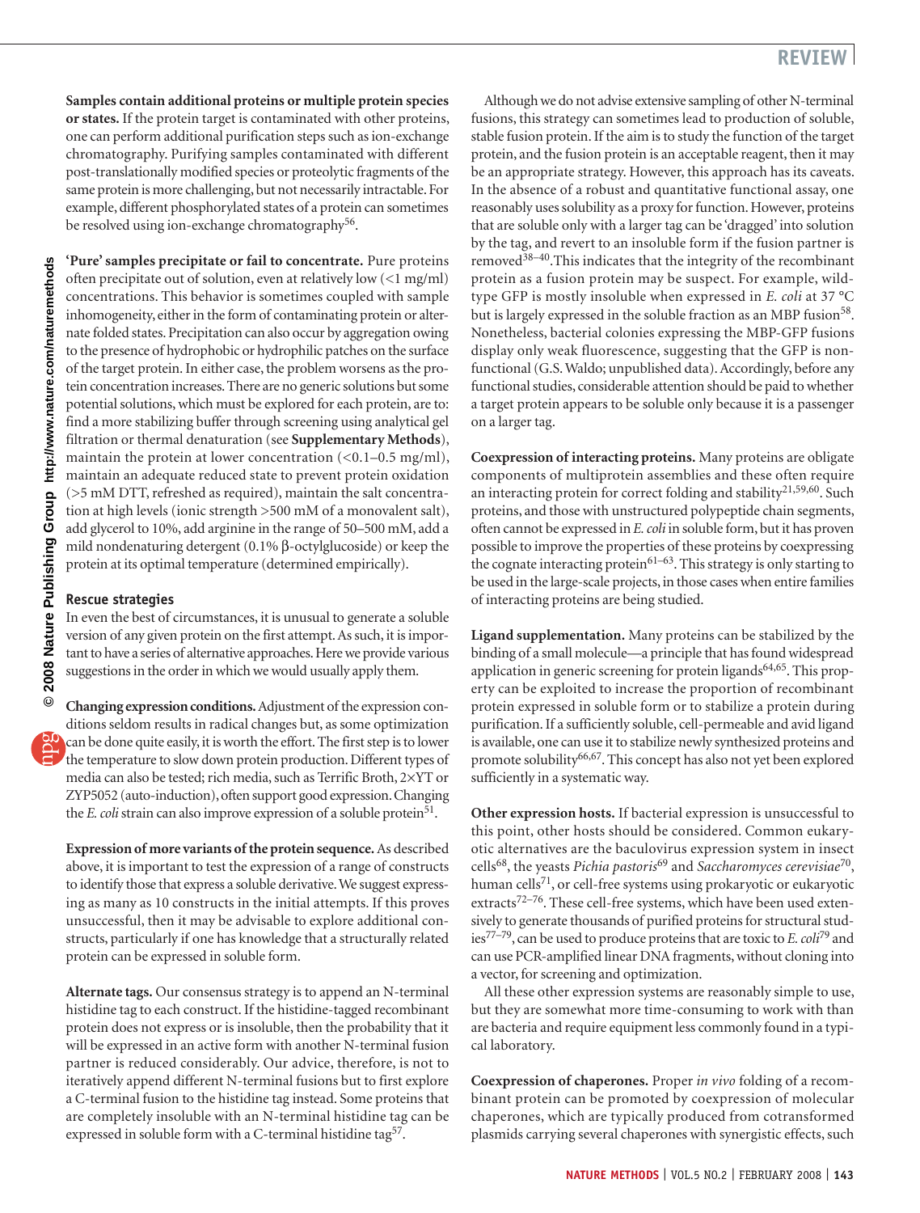**Samples contain additional proteins or multiple protein species or states.** If the protein target is contaminated with other proteins, one can perform additional purification steps such as ion-exchange chromatography. Purifying samples contaminated with different post-translationally modified species or proteolytic fragments of the same protein is more challenging, but not necessarily intractable. For example, different phosphorylated states of a protein can sometimes be resolved using ion-exchange chromatography[56].

**'Pure' samples precipitate or fail to concentrate.** Pure proteins often precipitate out of solution, even at relatively low (<1 mg/ml) concentrations. This behavior is sometimes coupled with sample inhomogeneity, either in the form of contaminating protein or alternate folded states. Precipitation can also occur by aggregation owing to the presence of hydrophobic or hydrophilic patches on the surface of the target protein. In either case, the problem worsens as the protein concentration increases. There are no generic solutions but some potential solutions, which must be explored for each protein, are to: find a more stabilizing buffer through screening using analytical gel filtration or thermal denaturation (see **Supplementary Methods**), maintain the protein at lower concentration (<0.1–0.5 mg/ml), maintain an adequate reduced state to prevent protein oxidation (>5 mM DTT, refreshed as required), maintain the salt concentration at high levels (ionic strength >500 mM of a monovalent salt), add glycerol to 10%, add arginine in the range of 50–500 mM, add a mild nondenaturing detergent (0.1% β-octylglucoside) or keep the protein at its optimal temperature (determined empirically).

### Rescue strategies

In even the best of circumstances, it is unusual to generate a soluble version of any given protein on the first attempt. As such, it is important to have a series of alternative approaches. Here we provide various suggestions in the order in which we would usually apply them.

**Changing expression conditions.** Adjustment of the expression conditions seldom results in radical changes but, as some optimization can be done quite easily, it is worth the effort. The first step is to lower the temperature to slow down protein production. Different types of media can also be tested; rich media, such as Terrific Broth, 2×YT or ZYP5052 (auto-induction), often support good expression. Changing the *E. coli* strain can also improve expression of a soluble protein[51].

**Expression of more variants of the protein sequence.** As described above, it is important to test the expression of a range of constructs to identify those that express a soluble derivative. We suggest expressing as many as 10 constructs in the initial attempts. If this proves unsuccessful, then it may be advisable to explore additional constructs, particularly if one has knowledge that a structurally related protein can be expressed in soluble form.

**Alternate tags.** Our consensus strategy is to append an N-terminal histidine tag to each construct. If the histidine-tagged recombinant protein does not express or is insoluble, then the probability that it will be expressed in an active form with another N-terminal fusion partner is reduced considerably. Our advice, therefore, is not to iteratively append different N-terminal fusions but to first explore a C-terminal fusion to the histidine tag instead. Some proteins that are completely insoluble with an N-terminal histidine tag can be expressed in soluble form with a C-terminal histidine tag[57].

Although we do not advise extensive sampling of other N-terminal fusions, this strategy can sometimes lead to production of soluble, stable fusion protein. If the aim is to study the function of the target protein, and the fusion protein is an acceptable reagent, then it may be an appropriate strategy. However, this approach has its caveats. In the absence of a robust and quantitative functional assay, one reasonably uses solubility as a proxy for function. However, proteins that are soluble only with a larger tag can be 'dragged' into solution by the tag, and revert to an insoluble form if the fusion partner is removed[38–40]. This indicates that the integrity of the recombinant protein as a fusion protein may be suspect. For example, wild-type GFP is mostly insoluble when expressed in *E. coli* at 37 °C but is largely expressed in the soluble fraction as an MBP fusion[58]. Nonetheless, bacterial colonies expressing the MBP-GFP fusions display only weak fluorescence, suggesting that the GFP is nonfunctional (G.S. Waldo; unpublished data). Accordingly, before any functional studies, considerable attention should be paid to whether a target protein appears to be soluble only because it is a passenger on a larger tag.

**Coexpression of interacting proteins.** Many proteins are obligate components of multiprotein assemblies and these often require an interacting protein for correct folding and stability[21,59,60]. Such proteins, and those with unstructured polypeptide chain segments, often cannot be expressed in *E. coli* in soluble form, but it has proven possible to improve the properties of these proteins by coexpressing the cognate interacting protein[61–63]. This strategy is only starting to be used in the large-scale projects, in those cases when entire families of interacting proteins are being studied.

**Ligand supplementation.** Many proteins can be stabilized by the binding of a small molecule—a principle that has found widespread application in generic screening for protein ligands[64,65]. This property can be exploited to increase the proportion of recombinant protein expressed in soluble form or to stabilize a protein during purification. If a sufficiently soluble, cell-permeable and avid ligand is available, one can use it to stabilize newly synthesized proteins and promote solubility[66,67]. This concept has also not yet been explored sufficiently in a systematic way.

**Other expression hosts.** If bacterial expression is unsuccessful to this point, other hosts should be considered. Common eukaryotic alternatives are the baculovirus expression system in insect cells[68], the yeasts *Pichia pastoris*[69] and *Saccharomyces cerevisiae*[70], human cells[71], or cell-free systems using prokaryotic or eukaryotic extracts[72–76]. These cell-free systems, which have been used extensively to generate thousands of purified proteins for structural studies[77–79], can be used to produce proteins that are toxic to *E. coli*[79] and can use PCR-amplified linear DNA fragments, without cloning into a vector, for screening and optimization.

All these other expression systems are reasonably simple to use, but they are somewhat more time-consuming to work with than are bacteria and require equipment less commonly found in a typical laboratory.

**Coexpression of chaperones.** Proper *in vivo* folding of a recombinant protein can be promoted by coexpression of molecular chaperones, which are typically produced from cotransformed plasmids carrying several chaperones with synergistic effects, such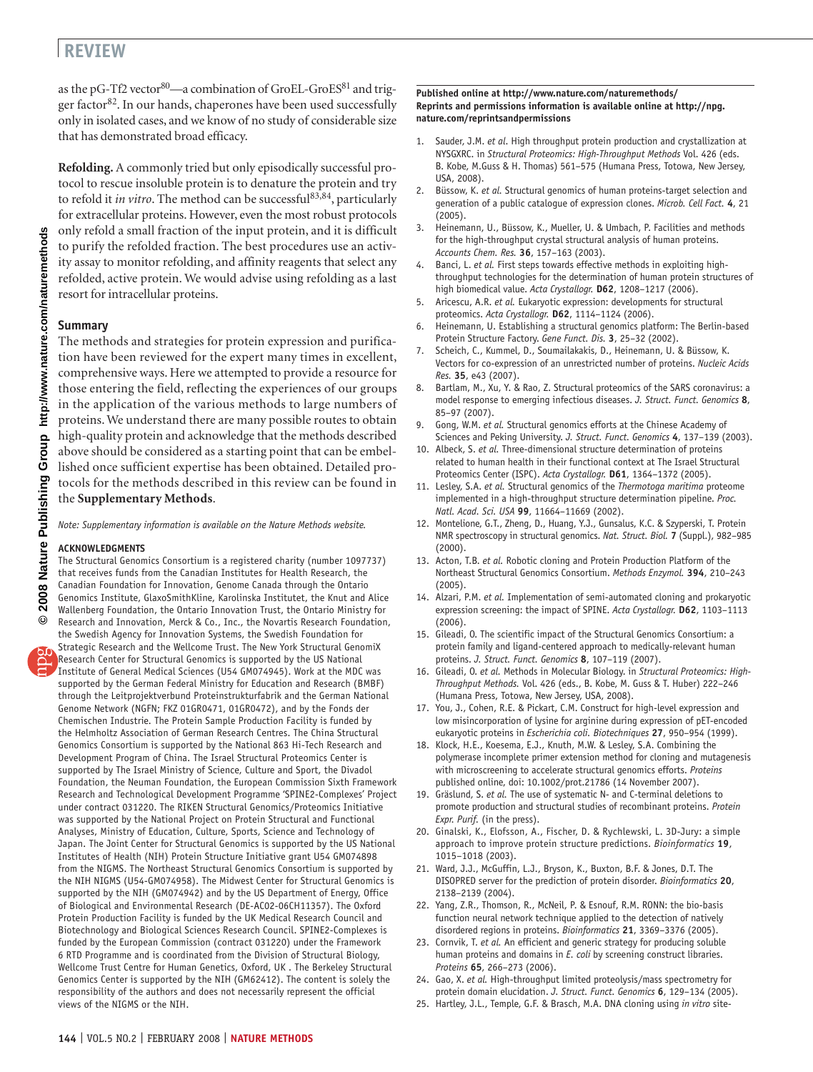as the pG-Tf2 vector[80]—a combination of GroEL-GroES[81] and trigger factor[82]. In our hands, chaperones have been used successfully only in isolated cases, and we know of no study of considerable size that has demonstrated broad efficacy.

**Refolding.** A commonly tried but only episodically successful protocol to rescue insoluble protein is to denature the protein and try to refold it *in vitro*. The method can be successful[83,84], particularly for extracellular proteins. However, even the most robust protocols only refold a small fraction of the input protein, and it is difficult to purify the refolded fraction. The best procedures use an activity assay to monitor refolding, and affinity reagents that select any refolded, active protein. We would advise using refolding as a last resort for intracellular proteins.

## Summary

The methods and strategies for protein expression and purification have been reviewed for the expert many times in excellent, comprehensive ways. Here we attempted to provide a resource for those entering the field, reflecting the experiences of our groups in the application of the various methods to large numbers of proteins. We understand there are many possible routes to obtain high-quality protein and acknowledge that the methods described above should be considered as a starting point that can be embellished once sufficient expertise has been obtained. Detailed protocols for the methods described in this review can be found in the **Supplementary Methods**.

*Note: Supplementary information is available on the Nature Methods website.*

### ACKNOWLEDGMENTS

The Structural Genomics Consortium is a registered charity (number 1097737) that receives funds from the Canadian Institutes for Health Research, the Canadian Foundation for Innovation, Genome Canada through the Ontario Genomics Institute, GlaxoSmithKline, Karolinska Institutet, the Knut and Alice Wallenberg Foundation, the Ontario Innovation Trust, the Ontario Ministry for Research and Innovation, Merck & Co., Inc., the Novartis Research Foundation, the Swedish Agency for Innovation Systems, the Swedish Foundation for Strategic Research and the Wellcome Trust. The New York Structural GenomiX Research Center for Structural Genomics is supported by the US National Institute of General Medical Sciences (U54 GM074945). Work at the MDC was supported by the German Federal Ministry for Education and Research (BMBF) through the Leitprojektverbund Proteinstrukturfabrik and the German National Genome Network (NGFN; FKZ 01GR0471, 01GR0472), and by the Fonds der Chemischen Industrie. The Protein Sample Production Facility is funded by the Helmholtz Association of German Research Centres. The China Structural Genomics Consortium is supported by the National 863 Hi-Tech Research and Development Program of China. The Israel Structural Proteomics Center is supported by The Israel Ministry of Science, Culture and Sport, the Divadol Foundation, the Neuman Foundation, the European Commission Sixth Framework Research and Technological Development Programme 'SPINE2-Complexes' Project under contract 031220. The RIKEN Structural Genomics/Proteomics Initiative was supported by the National Project on Protein Structural and Functional Analyses, Ministry of Education, Culture, Sports, Science and Technology of Japan. The Joint Center for Structural Genomics is supported by the US National Institutes of Health (NIH) Protein Structure Initiative grant U54 GM074898 from the NIGMS. The Northeast Structural Genomics Consortium is supported by the NIH NIGMS (U54-GM074958). The Midwest Center for Structural Genomics is supported by the NIH (GM074942) and by the US Department of Energy, Office of Biological and Environmental Research (DE-AC02-06CH11357). The Oxford Protein Production Facility is funded by the UK Medical Research Council and Biotechnology and Biological Sciences Research Council. SPINE2-Complexes is funded by the European Commission (contract 031220) under the Framework 6 RTD Programme and is coordinated from the Division of Structural Biology, Wellcome Trust Centre for Human Genetics, Oxford, UK . The Berkeley Structural Genomics Center is supported by the NIH (GM62412). The content is solely the responsibility of the authors and does not necessarily represent the official views of the NIGMS or the NIH.

**Published online at http://www.nature.com/naturemethods/**
**Reprints and permissions information is available online at http://npg.nature.com/reprintsandpermissions**

1. Sauder, J.M. *et al*. High throughput protein production and crystallization at NYSGXRC. in *Structural Proteomics: High-Throughput Methods* Vol. 426 (eds. B. Kobe, M.Guss & H. Thomas) 561–575 (Humana Press, Totowa, New Jersey, USA, 2008).
2. Büssow, K. *et al*. Structural genomics of human proteins-target selection and generation of a public catalogue of expression clones. *Microb. Cell Fact.* **4**, 21 (2005).
3. Heinemann, U., Büssow, K., Mueller, U. & Umbach, P. Facilities and methods for the high-throughput crystal structural analysis of human proteins. *Accounts Chem. Res.* **36**, 157–163 (2003).
4. Banci, L. *et al*. First steps towards effective methods in exploiting high-throughput technologies for the determination of human protein structures of high biomedical value. *Acta Crystallogr.* **D62**, 1208–1217 (2006).
5. Aricescu, A.R. *et al*. Eukaryotic expression: developments for structural proteomics. *Acta Crystallogr.* **D62**, 1114–1124 (2006).
6. Heinemann, U. Establishing a structural genomics platform: The Berlin-based Protein Structure Factory. *Gene Funct. Dis.* **3**, 25–32 (2002).
7. Scheich, C., Kummel, D., Soumailakakis, D., Heinemann, U. & Büssow, K. Vectors for co-expression of an unrestricted number of proteins. *Nucleic Acids Res.* **35**, e43 (2007).
8. Bartlam, M., Xu, Y. & Rao, Z. Structural proteomics of the SARS coronavirus: a model response to emerging infectious diseases. *J. Struct. Funct. Genomics* **8**, 85–97 (2007).
9. Gong, W.M. *et al*. Structural genomics efforts at the Chinese Academy of Sciences and Peking University. *J. Struct. Funct. Genomics* **4**, 137–139 (2003).
10. Albeck, S. *et al*. Three-dimensional structure determination of proteins related to human health in their functional context at The Israel Structural Proteomics Center (ISPC). *Acta Crystallogr.* **D61**, 1364–1372 (2005).
11. Lesley, S.A. *et al*. Structural genomics of the *Thermotoga maritima* proteome implemented in a high-throughput structure determination pipeline. *Proc. Natl. Acad. Sci. USA* **99**, 11664–11669 (2002).
12. Montelione, G.T., Zheng, D., Huang, Y.J., Gunsalus, K.C. & Szyperski, T. Protein NMR spectroscopy in structural genomics. *Nat. Struct. Biol.* **7** (Suppl.), 982–985 (2000).
13. Acton, T.B. *et al*. Robotic cloning and Protein Production Platform of the Northeast Structural Genomics Consortium. *Methods Enzymol.* **394**, 210–243 (2005).
14. Alzari, P.M. *et al*. Implementation of semi-automated cloning and prokaryotic expression screening: the impact of SPINE. *Acta Crystallogr.* **D62**, 1103–1113 (2006).
15. Gileadi, O. The scientific impact of the Structural Genomics Consortium: a protein family and ligand-centered approach to medically-relevant human proteins. *J. Struct. Funct. Genomics* **8**, 107–119 (2007).
16. Gileadi, O. *et al*. Methods in Molecular Biology. in *Structural Proteomics: High-Throughput Methods.* Vol. 426 (eds., B. Kobe, M. Guss & T. Huber) 222–246 (Humana Press, Totowa, New Jersey, USA, 2008).
17. You, J., Cohen, R.E. & Pickart, C.M. Construct for high-level expression and low misincorporation of lysine for arginine during expression of pET-encoded eukaryotic proteins in *Escherichia coli*. *Biotechniques* **27**, 950–954 (1999).
18. Klock, H.E., Koesema, E.J., Knuth, M.W. & Lesley, S.A. Combining the polymerase incomplete primer extension method for cloning and mutagenesis with microscreening to accelerate structural genomics efforts. *Proteins* published online, doi: 10.1002/prot.21786 (14 November 2007).
19. Gräslund, S. *et al*. The use of systematic N- and C-terminal deletions to promote production and structural studies of recombinant proteins. *Protein Expr. Purif.* (in the press).
20. Ginalski, K., Elofsson, A., Fischer, D. & Rychlewski, L. 3D-Jury: a simple approach to improve protein structure predictions. *Bioinformatics* **19**, 1015–1018 (2003).
21. Ward, J.J., McGuffin, L.J., Bryson, K., Buxton, B.F. & Jones, D.T. The DISOPRED server for the prediction of protein disorder. *Bioinformatics* **20**, 2138–2139 (2004).
22. Yang, Z.R., Thomson, R., McNeil, P. & Esnouf, R.M. RONN: the bio-basis function neural network technique applied to the detection of natively disordered regions in proteins. *Bioinformatics* **21**, 3369–3376 (2005).
23. Cornvik, T. *et al*. An efficient and generic strategy for producing soluble human proteins and domains in *E. coli* by screening construct libraries. *Proteins* **65**, 266–273 (2006).
24. Gao, X. *et al*. High-throughput limited proteolysis/mass spectrometry for protein domain elucidation. *J. Struct. Funct. Genomics* **6**, 129–134 (2005).
25. Hartley, J.L., Temple, G.F. & Brasch, M.A. DNA cloning using *in vitro* site-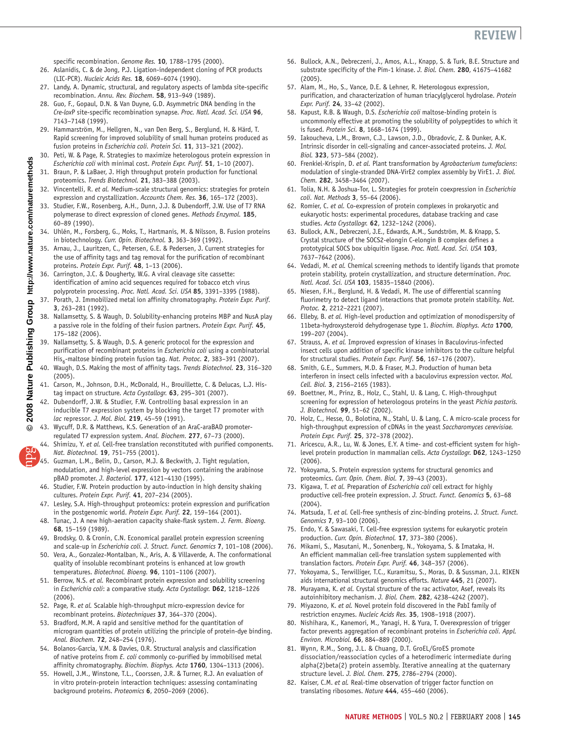specific recombination. *Genome Res.* **10**, 1788–1795 (2000).

26. Aslanidis, C. & de Jong, P.J. Ligation-independent cloning of PCR products (LIC-PCR). *Nucleic Acids Res.* **18**, 6069–6074 (1990).
27. Landy, A. Dynamic, structural, and regulatory aspects of lambda site-specific recombination. *Annu. Rev. Biochem.* **58**, 913–949 (1989).
28. Guo, F., Gopaul, D.N. & Van Duyne, G.D. Asymmetric DNA bending in the *Cre-loxP* site-specific recombination synapse. *Proc. Natl. Acad. Sci. USA* **96**, 7143–7148 (1999).
29. Hammarström, M., Hellgren, N., van Den Berg, S., Berglund, H. & Härd, T. Rapid screening for improved solubility of small human proteins produced as fusion proteins in *Escherichia coli*. *Protein Sci.* **11**, 313–321 (2002).
30. Peti, W. & Page, R. Strategies to maximize heterologous protein expression in *Escherichia coli* with minimal cost. *Protein Expr. Purif.* **51**, 1–10 (2007).
31. Braun, P. & LaBaer, J. High throughput protein production for functional proteomics. *Trends Biotechnol.* **21**, 383–388 (2003).
32. Vincentelli, R. *et al.* Medium-scale structural genomics: strategies for protein expression and crystallization. *Accounts Chem. Res.* **36**, 165–172 (2003).
33. Studier, F.W., Rosenberg, A.H., Dunn, J.J. & Dubendorff, J.W. Use of T7 RNA polymerase to direct expression of cloned genes. *Methods Enzymol.* **185**, 60–89 (1990).
34. Uhlén, M., Forsberg, G., Moks, T., Hartmanis, M. & Nilsson, B. Fusion proteins in biotechnology. *Curr. Opin. Biotechnol.* **3**, 363–369 (1992).
35. Arnau, J., Lauritzen, C., Petersen, G.E. & Pedersen, J. Current strategies for the use of affinity tags and tag removal for the purification of recombinant proteins. *Protein Expr. Purif.* **48**, 1–13 (2006).
36. Carrington, J.C. & Dougherty, W.G. A viral cleavage site cassette: identification of amino acid sequences required for tobacco etch virus polyprotein processing. *Proc. Natl. Acad. Sci. USA* **85**, 3391–3395 (1988).
37. Porath, J. Immobilized metal ion affinity chromatography. *Protein Expr. Purif.* **3**, 263–281 (1992).
38. Nallamsetty, S. & Waugh, D. Solubility-enhancing proteins MBP and NusA play a passive role in the folding of their fusion partners. *Protein Expr. Purif.* **45**, 175–182 (2006).
39. Nallamsetty, S. & Waugh, D.S. A generic protocol for the expression and purification of recombinant proteins in *Escherichia coli* using a combinatorial $His_6$-maltose binding protein fusion tag. *Nat. Protoc.* **2**, 383–391 (2007).
40. Waugh, D.S. Making the most of affinity tags. *Trends Biotechnol.* **23**, 316–320 (2005).
41. Carson, M., Johnson, D.H., McDonald, H., Brouillette, C. & Delucas, L.J. His-tag impact on structure. *Acta Crystallogr.* **63**, 295–301 (2007).
42. Dubendorff, J.W. & Studier, F.W. Controlling basal expression in an inducible T7 expression system by blocking the target T7 promoter with *lac* repressor. *J. Mol. Biol.* **219**, 45–59 (1991).
43. Wycuff, D.R. & Matthews, K.S. Generation of an AraC-araBAD promoter-regulated T7 expression system. *Anal. Biochem.* **277**, 67–73 (2000).
44. Shimizu, Y. *et al.* Cell-free translation reconstituted with purified components. *Nat. Biotechnol.* **19**, 751–755 (2001).
45. Guzman, L.M., Belin, D., Carson, M.J. & Beckwith, J. Tight regulation, modulation, and high-level expression by vectors containing the arabinose pBAD promoter. *J. Bacteriol.* **177**, 4121–4130 (1995).
46. Studier, F.W. Protein production by auto-induction in high density shaking cultures. *Protein Expr. Purif.* **41**, 207–234 (2005).
47. Lesley, S.A. High-throughput proteomics: protein expression and purification in the postgenomic world. *Protein Expr. Purif.* **22**, 159–164 (2001).
48. Tunac, J. A new high-aeration capacity shake-flask system. *J. Ferm. Bioeng.* **68**, 15–159 (1989).
49. Brodsky, O. & Cronin, C.N. Economical parallel protein expression screening and scale-up in *Escherichia coli*. *J. Struct. Funct. Genomics* **7**, 101–108 (2006).
50. Vera, A., Gonzalez-Montalban, N., Aris, A. & Villaverde, A. The conformational quality of insoluble recombinant proteins is enhanced at low growth temperatures. *Biotechnol. Bioeng.* **96**, 1101–1106 (2007).
51. Berrow, N.S. *et al.* Recombinant protein expression and solubility screening in *Escherichia coli*: a comparative study. *Acta Crystallogr.* **D62**, 1218–1226 (2006).
52. Page, R. *et al.* Scalable high-throughput micro-expression device for recombinant proteins. *Biotechniques* **37**, 364–370 (2004).
53. Bradford, M.M. A rapid and sensitive method for the quantitation of microgram quantities of protein utilizing the principle of protein-dye binding. *Anal. Biochem.* **72**, 248–254 (1976).
54. Bolanos-Garcia, V.M. & Davies, O.R. Structural analysis and classification of native proteins from *E. coli* commonly co-purified by immobilised metal affinity chromatography. *Biochim. Biophys. Acta* **1760**, 1304–1313 (2006).
55. Howell, J.M., Winstone, T.L., Coorssen, J.R. & Turner, R.J. An evaluation of in vitro protein-protein interaction techniques: assessing contaminating background proteins. *Proteomics* **6**, 2050–2069 (2006).
56. Bullock, A.N., Debreczeni, J., Amos, A.L., Knapp, S. & Turk, B.E. Structure and substrate specificity of the Pim-1 kinase. *J. Biol. Chem.* **280**, 41675–41682 (2005).
57. Alam, M., Ho, S., Vance, D.E. & Lehner, R. Heterologous expression, purification, and characterization of human triacylglycerol hydrolase. *Protein Expr. Purif.* **24**, 33–42 (2002).
58. Kapust, R.B. & Waugh, D.S. *Escherichia coli* maltose-binding protein is uncommonly effective at promoting the solubility of polypeptides to which it is fused. *Protein Sci.* **8**, 1668–1674 (1999).
59. Iakoucheva, L.M., Brown, C.J., Lawson, J.D., Obradovic, Z. & Dunker, A.K. Intrinsic disorder in cell-signaling and cancer-associated proteins. *J. Mol. Biol.* **323**, 573–584 (2002).
60. Frenkiel-Krispin, D. *et al.* Plant transformation by *Agrobacterium tumefaciens*: modulation of single-stranded DNA-VirE2 complex assembly by VirE1. *J. Biol. Chem.* **282**, 3458–3464 (2007).
61. Tolia, N.H. & Joshua-Tor, L. Strategies for protein coexpression in *Escherichia coli*. *Nat. Methods* **3**, 55–64 (2006).
62. Romier, C. *et al.* Co-expression of protein complexes in prokaryotic and eukaryotic hosts: experimental procedures, database tracking and case studies. *Acta Crystallogr.* **62**, 1232–1242 (2006).
63. Bullock, A.N., Debreczeni, J.E., Edwards, A.M., Sundström, M. & Knapp, S. Crystal structure of the SOCS2-elongin C-elongin B complex defines a prototypical SOCS box ubiquitin ligase. *Proc. Natl. Acad. Sci. USA* **103**, 7637–7642 (2006).
64. Vedadi, M. *et al.* Chemical screening methods to identify ligands that promote protein stability, protein crystallization, and structure determination. *Proc. Natl. Acad. Sci. USA* **103**, 15835–15840 (2006).
65. Niesen, F.H., Berglund, H. & Vedadi, M. The use of differential scanning fluorimetry to detect ligand interactions that promote protein stability. *Nat. Protoc.* **2**, 2212–2221 (2007).
66. Elleby, B. *et al.* High-level production and optimization of monodispersity of 11beta-hydroxysteroid dehydrogenase type 1. *Biochim. Biophys. Acta* **1700**, 199–207 (2004).
67. Strauss, A. *et al.* Improved expression of kinases in Baculovirus-infected insect cells upon addition of specific kinase inhibitors to the culture helpful for structural studies. *Protein Expr. Purif.* **56**, 167–176 (2007).
68. Smith, G.E., Summers, M.D. & Fraser, M.J. Production of human beta interferon in insect cells infected with a baculovirus expression vector. *Mol. Cell. Biol.* **3**, 2156–2165 (1983).
69. Boettner, M., Prinz, B., Holz, C., Stahl, U. & Lang, C. High-throughput screening for expression of heterologous proteins in the yeast *Pichia pastoris*. *J. Biotechnol.* **99**, 51–62 (2002).
70. Holz, C., Hesse, O., Bolotina, N., Stahl, U. & Lang, C. A micro-scale process for high-throughput expression of cDNAs in the yeast *Saccharomyces cerevisiae*. *Protein Expr. Purif.* **25**, 372–378 (2002).
71. Aricescu, A.R., Lu, W. & Jones, E.Y. A time- and cost-efficient system for high-level protein production in mammalian cells. *Acta Crystallogr.* **D62**, 1243–1250 (2006).
72. Yokoyama, S. Protein expression systems for structural genomics and proteomics. *Curr. Opin. Chem. Biol.* **7**, 39–43 (2003).
73. Kigawa, T. *et al.* Preparation of *Escherichia coli* cell extract for highly productive cell-free protein expression. *J. Struct. Funct. Genomics* **5**, 63–68 (2004).
74. Matsuda, T. *et al.* Cell-free synthesis of zinc-binding proteins. *J. Struct. Funct. Genomics* **7**, 93–100 (2006).
75. Endo, Y. & Sawasaki, T. Cell-free expression systems for eukaryotic protein production. *Curr. Opin. Biotechnol.* **17**, 373–380 (2006).
76. Mikami, S., Masutani, M., Sonenberg, N., Yokoyama, S. & Imataka, H. An efficient mammalian cell-free translation system supplemented with translation factors. *Protein Expr. Purif.* **46**, 348–357 (2006).
77. Yokoyama, S., Terwilliger, T.C., Kuramitsu, S., Moras, D. & Sussman, J.L. RIKEN aids international structural genomics efforts. *Nature* **445**, 21 (2007).
78. Murayama, K. *et al.* Crystal structure of the rac activator, Asef, reveals its autoinhibitory mechanism. *J. Biol. Chem.* **282**, 4238–4242 (2007).
79. Miyazono, K. *et al.* Novel protein fold discovered in the PabI family of restriction enzymes. *Nucleic Acids Res.* **35**, 1908–1918 (2007).
80. Nishihara, K., Kanemori, M., Yanagi, H. & Yura, T. Overexpression of trigger factor prevents aggregation of recombinant proteins in *Escherichia coli*. *Appl. Environ. Microbiol.* **66**, 884–889 (2000).
81. Wynn, R.M., Song, J.L. & Chuang, D.T. GroEL/GroES promote dissociation/reassociation cycles of a heterodimeric intermediate during alpha(2)beta(2) protein assembly. Iterative annealing at the quaternary structure level. *J. Biol. Chem.* **275**, 2786–2794 (2000).
82. Kaiser, C.M. *et al.* Real-time observation of trigger factor function on translating ribosomes. *Nature* **444**, 455–460 (2006).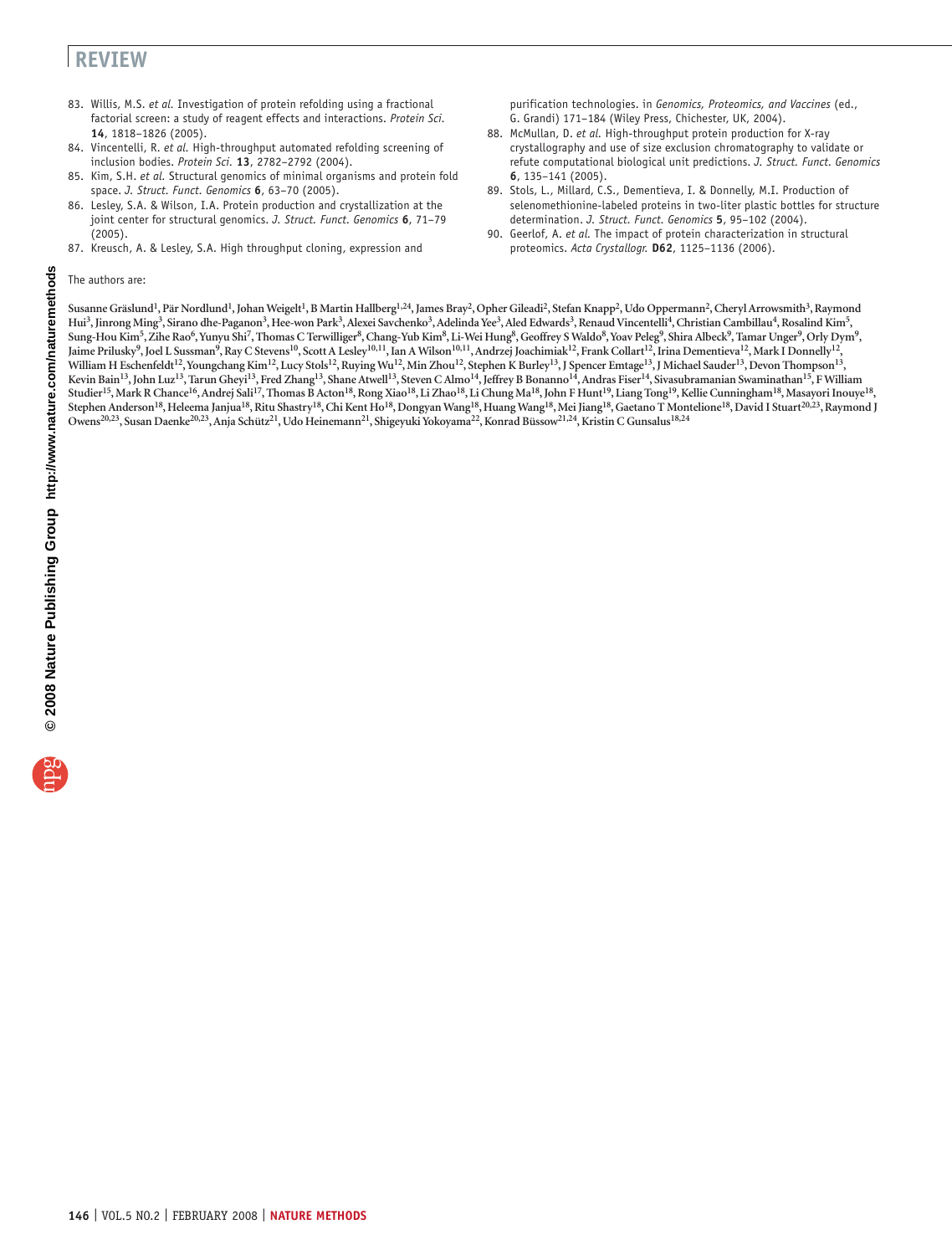83. Willis, M.S. *et al.* Investigation of protein refolding using a fractional factorial screen: a study of reagent effects and interactions. *Protein Sci.* **14**, 1818–1826 (2005).
84. Vincentelli, R. *et al.* High-throughput automated refolding screening of inclusion bodies. *Protein Sci.* **13**, 2782–2792 (2004).
85. Kim, S.H. *et al.* Structural genomics of minimal organisms and protein fold space. *J. Struct. Funct. Genomics* **6**, 63–70 (2005).
86. Lesley, S.A. & Wilson, I.A. Protein production and crystallization at the joint center for structural genomics. *J. Struct. Funct. Genomics* **6**, 71–79 (2005).
87. Kreusch, A. & Lesley, S.A. High throughput cloning, expression and purification technologies. in *Genomics, Proteomics, and Vaccines* (ed., G. Grandi) 171–184 (Wiley Press, Chichester, UK, 2004).
88. McMullan, D. *et al.* High-throughput protein production for X-ray crystallography and use of size exclusion chromatography to validate or refute computational biological unit predictions. *J. Struct. Funct. Genomics* **6**, 135–141 (2005).
89. Stols, L., Millard, C.S., Dementieva, I. & Donnelly, M.I. Production of selenomethionine-labeled proteins in two-liter plastic bottles for structure determination. *J. Struct. Funct. Genomics* **5**, 95–102 (2004).
90. Geerlof, A. *et al.* The impact of protein characterization in structural proteomics. *Acta Crystallogr.* **D62**, 1125–1136 (2006).

The authors are:

Susanne Gräslund[1], Pär Nordlund[1], Johan Weigelt[1], B Martin Hallberg[1,24], James Bray[2], Opher Gileadi[2], Stefan Knapp[2], Udo Oppermann[2], Cheryl Arrowsmith[3], Raymond Hui[3], Jinrong Ming[3], Sirano dhe-Paganon[3], Hee-won Park[3], Alexei Savchenko[3], Adelinda Yee[3], Aled Edwards[3], Renaud Vincentelli[4], Christian Cambillau[4], Rosalind Kim[5], Sung-Hou Kim[5], Zihe Rao[6], Yunyu Shi[7], Thomas C Terwilliger[8], Chang-Yub Kim[8], Li-Wei Hung[8], Geoffrey S Waldo[8], Yoav Peleg[9], Shira Albeck[9], Tamar Unger[9], Orly Dym[9], Jaime Prilusky[9], Joel L Sussman[9], Ray C Stevens[10], Scott A Lesley[10,11], Ian A Wilson[10,11], Andrzej Joachimiak[12], Frank Collart[12], Irina Dementieva[12], Mark I Donnelly[12], William H Eschenfeldt[12], Youngchang Kim[12], Lucy Stols[12], Ruying Wu[12], Min Zhou[12], Stephen K Burley[13], J Spencer Emtage[13], J Michael Sauder[13], Devon Thompson[13], Kevin Bain[13], John Luz[13], Tarun Gheyi[13], Fred Zhang[13], Shane Atwell[13], Steven C Almo[14], Jeffrey B Bonanno[14], Andras Fiser[14], Sivasubramanian Swaminathan[15], F William Studier[15], Mark R Chance[16], Andrej Sali[17], Thomas B Acton[18], Rong Xiao[18], Li Zhao[18], Li Chung Ma[18], John F Hunt[19], Liang Tong[19], Kellie Cunningham[18], Masayori Inouye[18], Stephen Anderson[18], Heleema Janjua[18], Ritu Shastry[18], Chi Kent Ho[18], Dongyan Wang[18], Huang Wang[18], Mei Jiang[18], Gaetano T Montelione[18], David I Stuart[20,23], Raymond J Owens[20,23], Susan Daenke[20,23], Anja Schütz[21], Udo Heinemann[21], Shigeyuki Yokoyama[22], Konrad Büssow[21,24], Kristin C Gunsalus[18,24]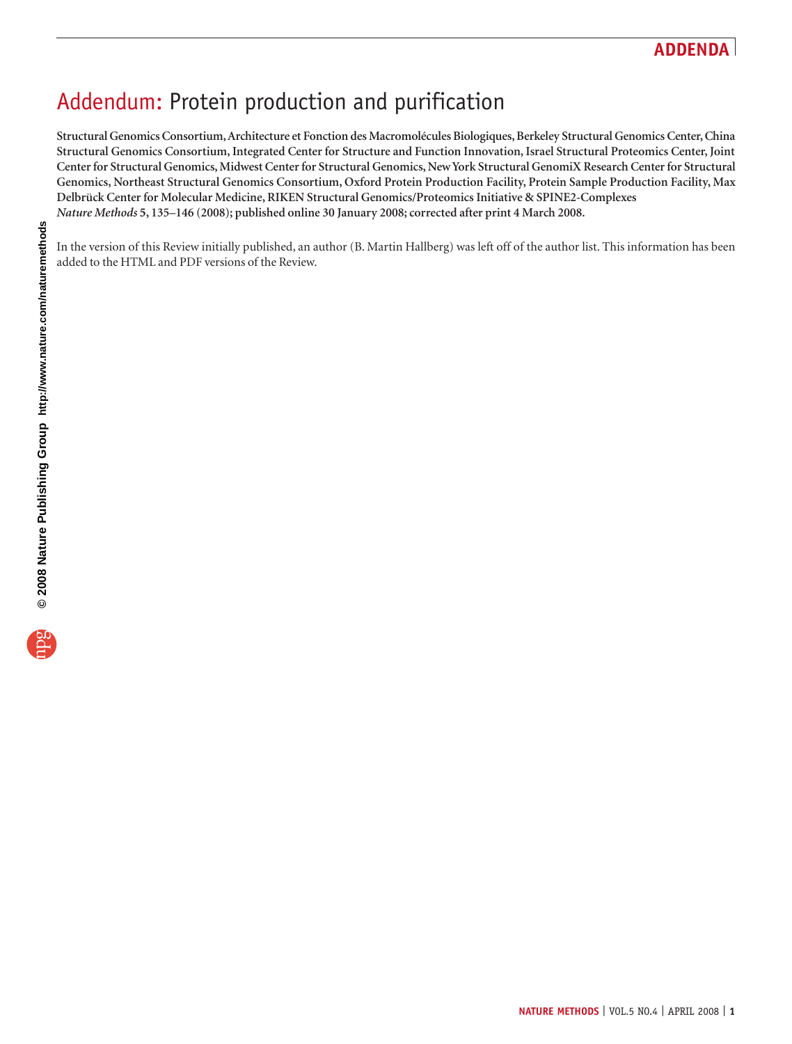# Addendum: Protein production and purification

**Structural Genomics Consortium, Architecture et Fonction des Macromolécules Biologiques, Berkeley Structural Genomics Center, China Structural Genomics Consortium, Integrated Center for Structure and Function Innovation, Israel Structural Proteomics Center, Joint Center for Structural Genomics, Midwest Center for Structural Genomics, New York Structural GenomiX Research Center for Structural Genomics, Northeast Structural Genomics Consortium, Oxford Protein Production Facility, Protein Sample Production Facility, Max Delbrück Center for Molecular Medicine, RIKEN Structural Genomics/Proteomics Initiative & SPINE2-Complexes**
***Nature Methods* 5, 135–146 (2008); published online 30 January 2008; corrected after print 4 March 2008.**

In the version of this Review initially published, an author (B. Martin Hallberg) was left off of the author list. This information has been added to the HTML and PDF versions of the Review.